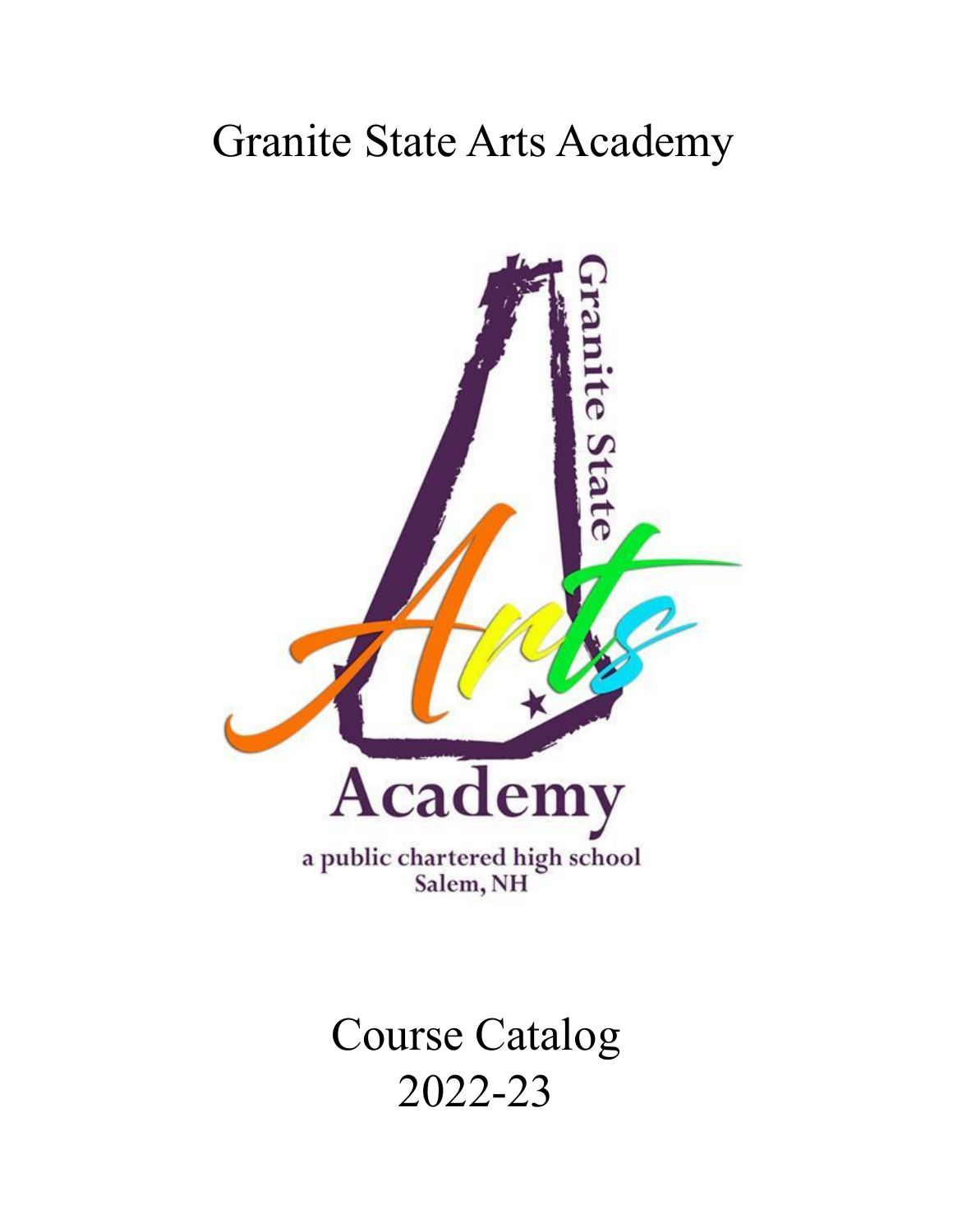# Granite State Arts Academy

Granite State

Arts

Academy

a public chartered high school
Salem, NH

## Course Catalog
## 2022-23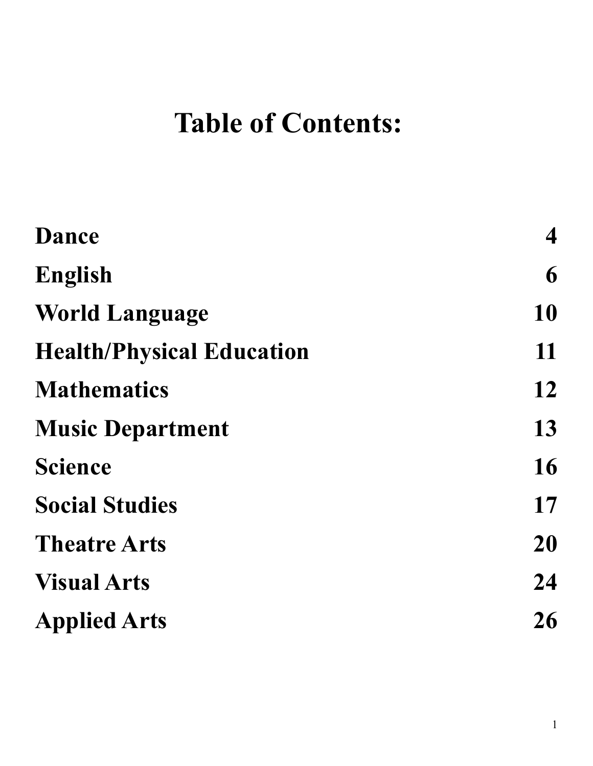# Table of Contents:

| | |
|---|---|
| **Dance** | **4** |
| **English** | **6** |
| **World Language** | **10** |
| **Health/Physical Education** | **11** |
| **Mathematics** | **12** |
| **Music Department** | **13** |
| **Science** | **16** |
| **Social Studies** | **17** |
| **Theatre Arts** | **20** |
| **Visual Arts** | **24** |
| **Applied Arts** | **26** |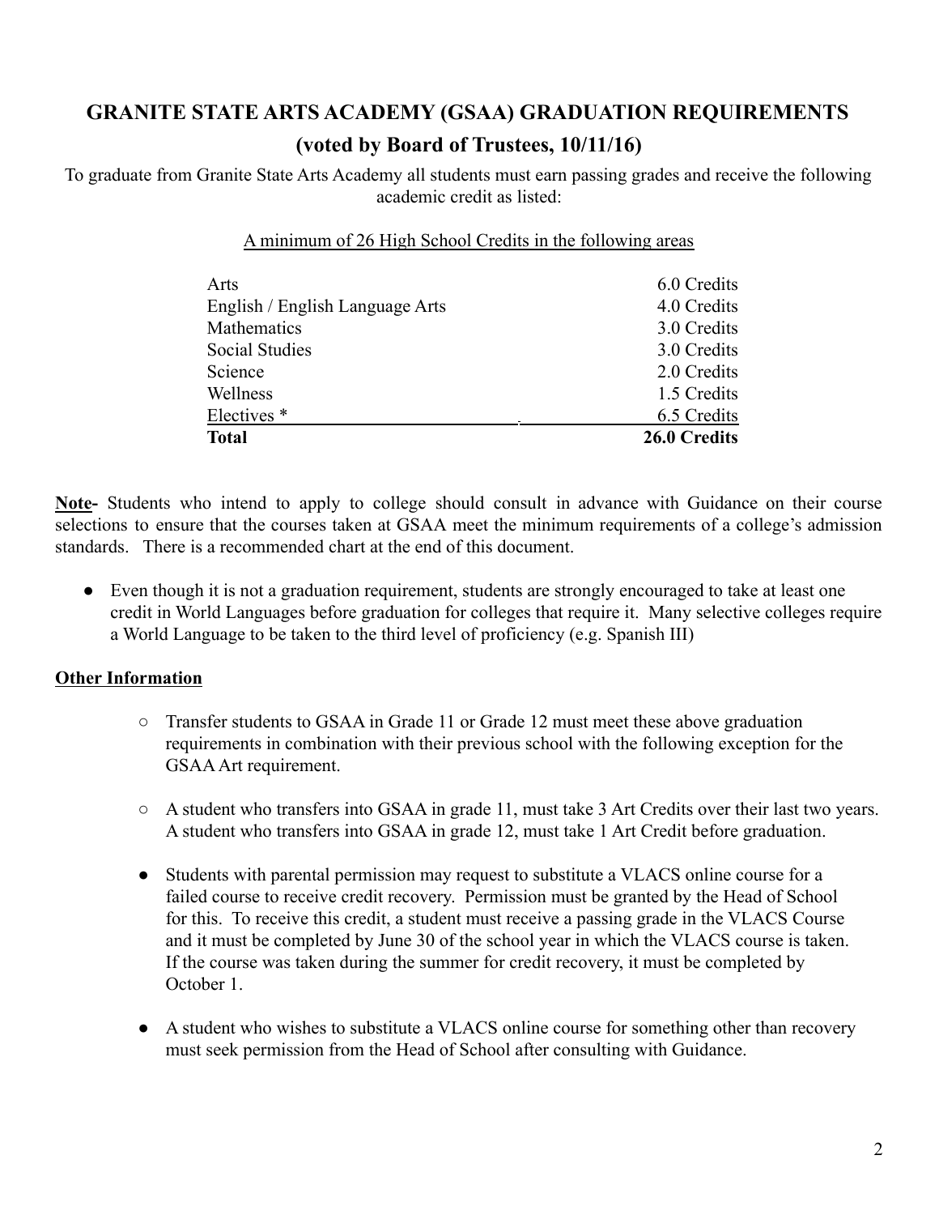# GRANITE STATE ARTS ACADEMY (GSAA) GRADUATION REQUIREMENTS

## (voted by Board of Trustees, 10/11/16)

To graduate from Granite State Arts Academy all students must earn passing grades and receive the following academic credit as listed:

A minimum of 26 High School Credits in the following areas

| Area | Credits |
|---|---|
| Arts | 6.0 Credits |
| English / English Language Arts | 4.0 Credits |
| Mathematics | 3.0 Credits |
| Social Studies | 3.0 Credits |
| Science | 2.0 Credits |
| Wellness | 1.5 Credits |
| Electives * | 6.5 Credits |
| **Total** | **26.0 Credits** |

**Note-** Students who intend to apply to college should consult in advance with Guidance on their course selections to ensure that the courses taken at GSAA meet the minimum requirements of a college's admission standards. There is a recommended chart at the end of this document.

- Even though it is not a graduation requirement, students are strongly encouraged to take at least one credit in World Languages before graduation for colleges that require it. Many selective colleges require a World Language to be taken to the third level of proficiency (e.g. Spanish III)

**Other Information**

- Transfer students to GSAA in Grade 11 or Grade 12 must meet these above graduation requirements in combination with their previous school with the following exception for the GSAA Art requirement.
- A student who transfers into GSAA in grade 11, must take 3 Art Credits over their last two years. A student who transfers into GSAA in grade 12, must take 1 Art Credit before graduation.
- Students with parental permission may request to substitute a VLACS online course for a failed course to receive credit recovery. Permission must be granted by the Head of School for this. To receive this credit, a student must receive a passing grade in the VLACS Course and it must be completed by June 30 of the school year in which the VLACS course is taken. If the course was taken during the summer for credit recovery, it must be completed by October 1.
- A student who wishes to substitute a VLACS online course for something other than recovery must seek permission from the Head of School after consulting with Guidance.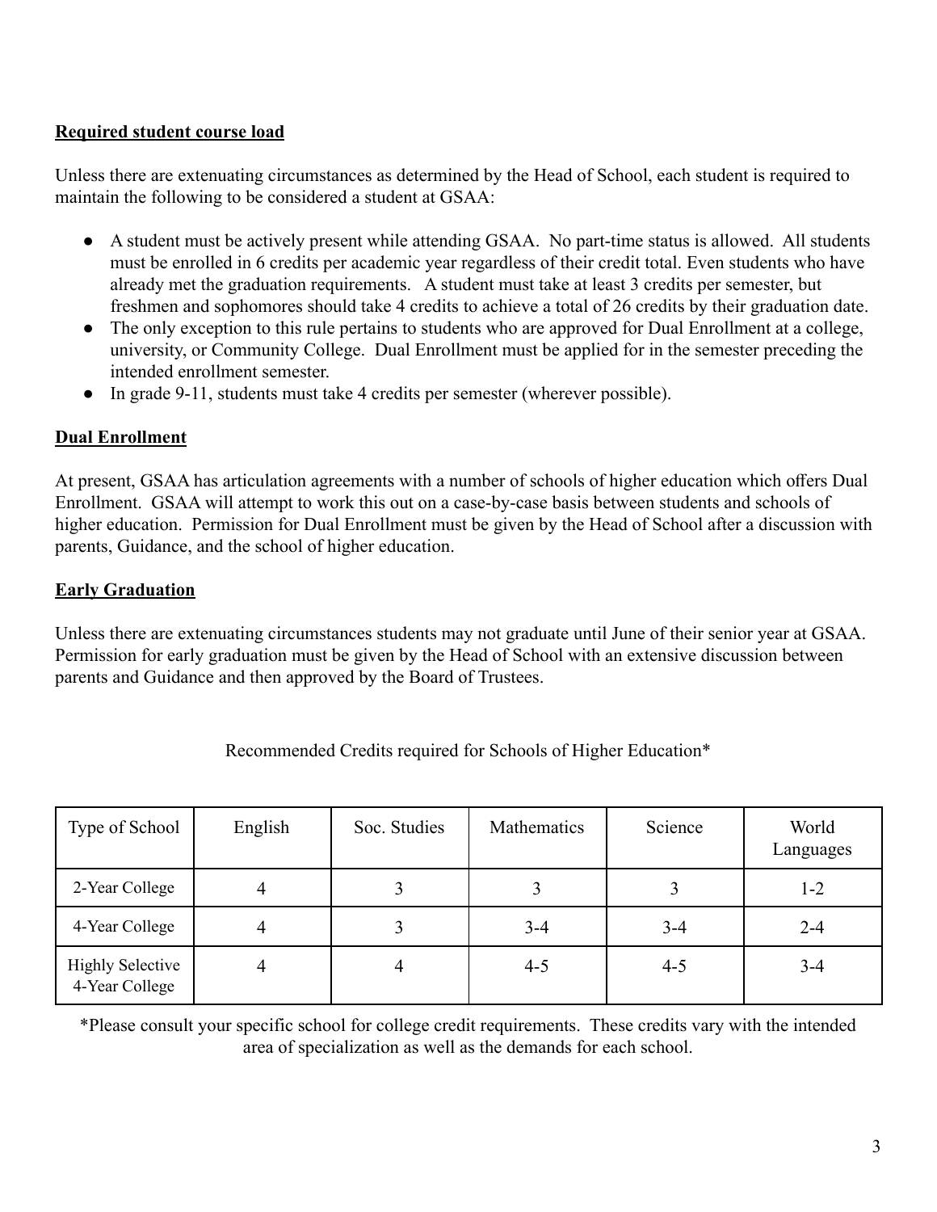## Required student course load

Unless there are extenuating circumstances as determined by the Head of School, each student is required to maintain the following to be considered a student at GSAA:

- A student must be actively present while attending GSAA. No part-time status is allowed. All students must be enrolled in 6 credits per academic year regardless of their credit total. Even students who have already met the graduation requirements. A student must take at least 3 credits per semester, but freshmen and sophomores should take 4 credits to achieve a total of 26 credits by their graduation date.
- The only exception to this rule pertains to students who are approved for Dual Enrollment at a college, university, or Community College. Dual Enrollment must be applied for in the semester preceding the intended enrollment semester.
- In grade 9-11, students must take 4 credits per semester (wherever possible).

## Dual Enrollment

At present, GSAA has articulation agreements with a number of schools of higher education which offers Dual Enrollment. GSAA will attempt to work this out on a case-by-case basis between students and schools of higher education. Permission for Dual Enrollment must be given by the Head of School after a discussion with parents, Guidance, and the school of higher education.

## Early Graduation

Unless there are extenuating circumstances students may not graduate until June of their senior year at GSAA. Permission for early graduation must be given by the Head of School with an extensive discussion between parents and Guidance and then approved by the Board of Trustees.

Recommended Credits required for Schools of Higher Education*

| Type of School | English | Soc. Studies | Mathematics | Science | World Languages |
|---|---|---|---|---|---|
| 2-Year College | 4 | 3 | 3 | 3 | 1-2 |
| 4-Year College | 4 | 3 | 3-4 | 3-4 | 2-4 |
| Highly Selective 4-Year College | 4 | 4 | 4-5 | 4-5 | 3-4 |

*Please consult your specific school for college credit requirements. These credits vary with the intended area of specialization as well as the demands for each school.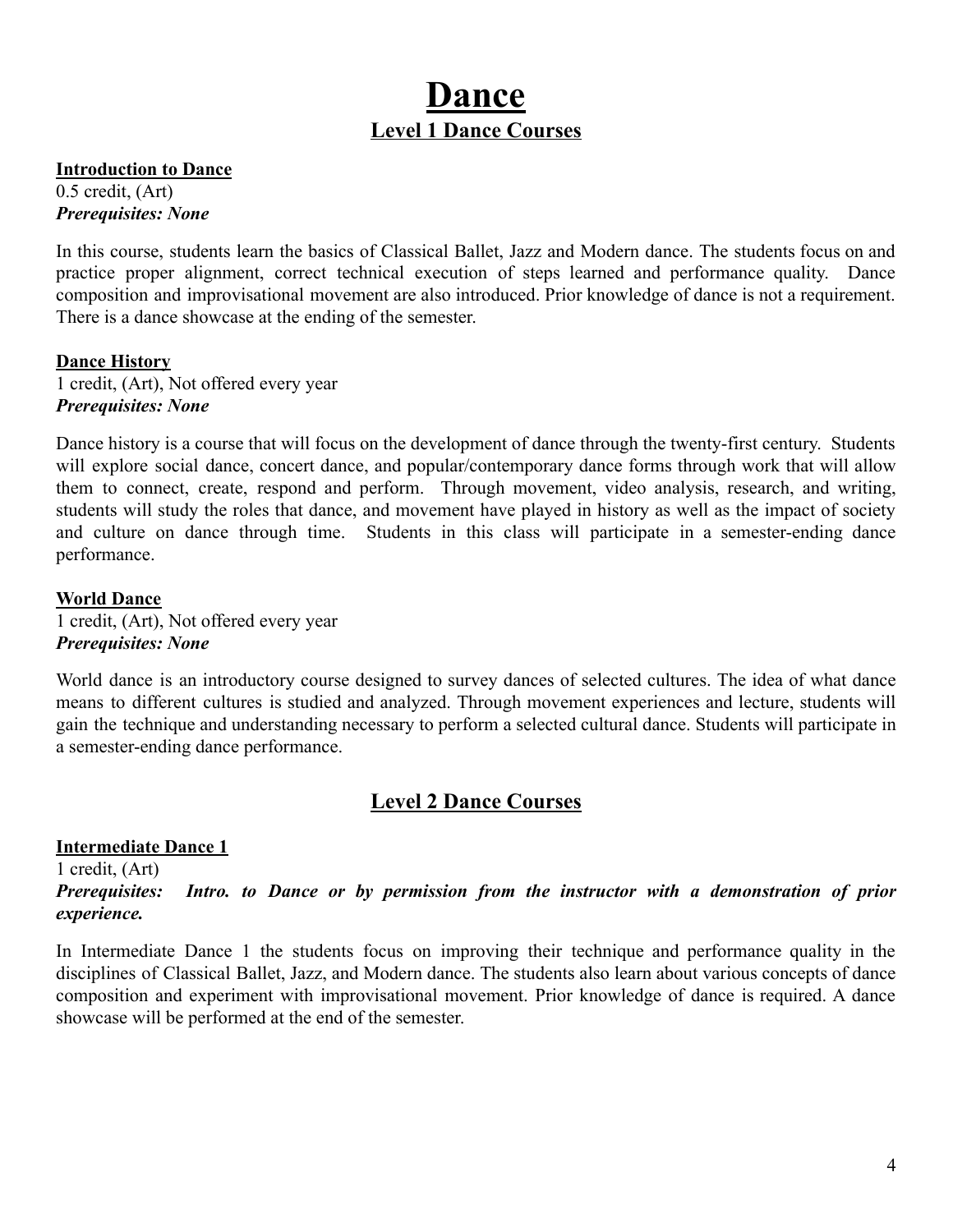# Dance

## Level 1 Dance Courses

**Introduction to Dance**
0.5 credit, (Art)
***Prerequisites: None***

In this course, students learn the basics of Classical Ballet, Jazz and Modern dance. The students focus on and practice proper alignment, correct technical execution of steps learned and performance quality. Dance composition and improvisational movement are also introduced. Prior knowledge of dance is not a requirement. There is a dance showcase at the ending of the semester.

**Dance History**
1 credit, (Art), Not offered every year
***Prerequisites: None***

Dance history is a course that will focus on the development of dance through the twenty-first century. Students will explore social dance, concert dance, and popular/contemporary dance forms through work that will allow them to connect, create, respond and perform. Through movement, video analysis, research, and writing, students will study the roles that dance, and movement have played in history as well as the impact of society and culture on dance through time. Students in this class will participate in a semester-ending dance performance.

**World Dance**
1 credit, (Art), Not offered every year
***Prerequisites: None***

World dance is an introductory course designed to survey dances of selected cultures. The idea of what dance means to different cultures is studied and analyzed. Through movement experiences and lecture, students will gain the technique and understanding necessary to perform a selected cultural dance. Students will participate in a semester-ending dance performance.

## Level 2 Dance Courses

**Intermediate Dance 1**
1 credit, (Art)
***Prerequisites: Intro. to Dance or by permission from the instructor with a demonstration of prior experience.***

In Intermediate Dance 1 the students focus on improving their technique and performance quality in the disciplines of Classical Ballet, Jazz, and Modern dance. The students also learn about various concepts of dance composition and experiment with improvisational movement. Prior knowledge of dance is required. A dance showcase will be performed at the end of the semester.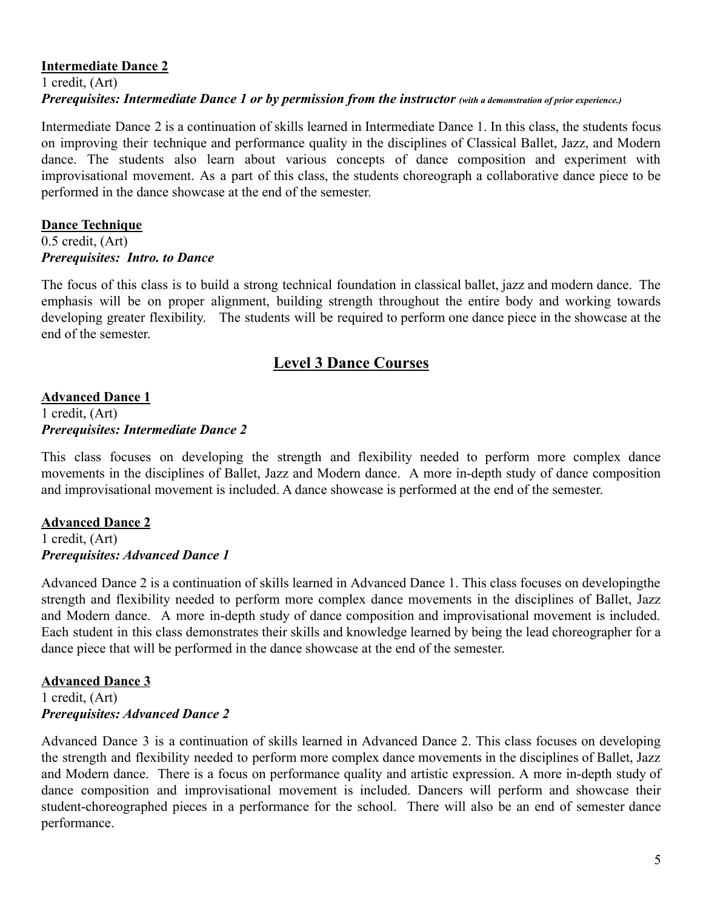**Intermediate Dance 2**
1 credit, (Art)
***Prerequisites: Intermediate Dance 1 or by permission from the instructor*** ***(with a demonstration of prior experience.)***

Intermediate Dance 2 is a continuation of skills learned in Intermediate Dance 1. In this class, the students focus on improving their technique and performance quality in the disciplines of Classical Ballet, Jazz, and Modern dance. The students also learn about various concepts of dance composition and experiment with improvisational movement. As a part of this class, the students choreograph a collaborative dance piece to be performed in the dance showcase at the end of the semester.

**Dance Technique**
0.5 credit, (Art)
***Prerequisites: Intro. to Dance***

The focus of this class is to build a strong technical foundation in classical ballet, jazz and modern dance. The emphasis will be on proper alignment, building strength throughout the entire body and working towards developing greater flexibility. The students will be required to perform one dance piece in the showcase at the end of the semester.

## Level 3 Dance Courses

**Advanced Dance 1**
1 credit, (Art)
***Prerequisites: Intermediate Dance 2***

This class focuses on developing the strength and flexibility needed to perform more complex dance movements in the disciplines of Ballet, Jazz and Modern dance. A more in-depth study of dance composition and improvisational movement is included. A dance showcase is performed at the end of the semester.

**Advanced Dance 2**
1 credit, (Art)
***Prerequisites: Advanced Dance 1***

Advanced Dance 2 is a continuation of skills learned in Advanced Dance 1. This class focuses on developingthe strength and flexibility needed to perform more complex dance movements in the disciplines of Ballet, Jazz and Modern dance. A more in-depth study of dance composition and improvisational movement is included. Each student in this class demonstrates their skills and knowledge learned by being the lead choreographer for a dance piece that will be performed in the dance showcase at the end of the semester.

**Advanced Dance 3**
1 credit, (Art)
***Prerequisites: Advanced Dance 2***

Advanced Dance 3 is a continuation of skills learned in Advanced Dance 2. This class focuses on developing the strength and flexibility needed to perform more complex dance movements in the disciplines of Ballet, Jazz and Modern dance. There is a focus on performance quality and artistic expression. A more in-depth study of dance composition and improvisational movement is included. Dancers will perform and showcase their student-choreographed pieces in a performance for the school. There will also be an end of semester dance performance.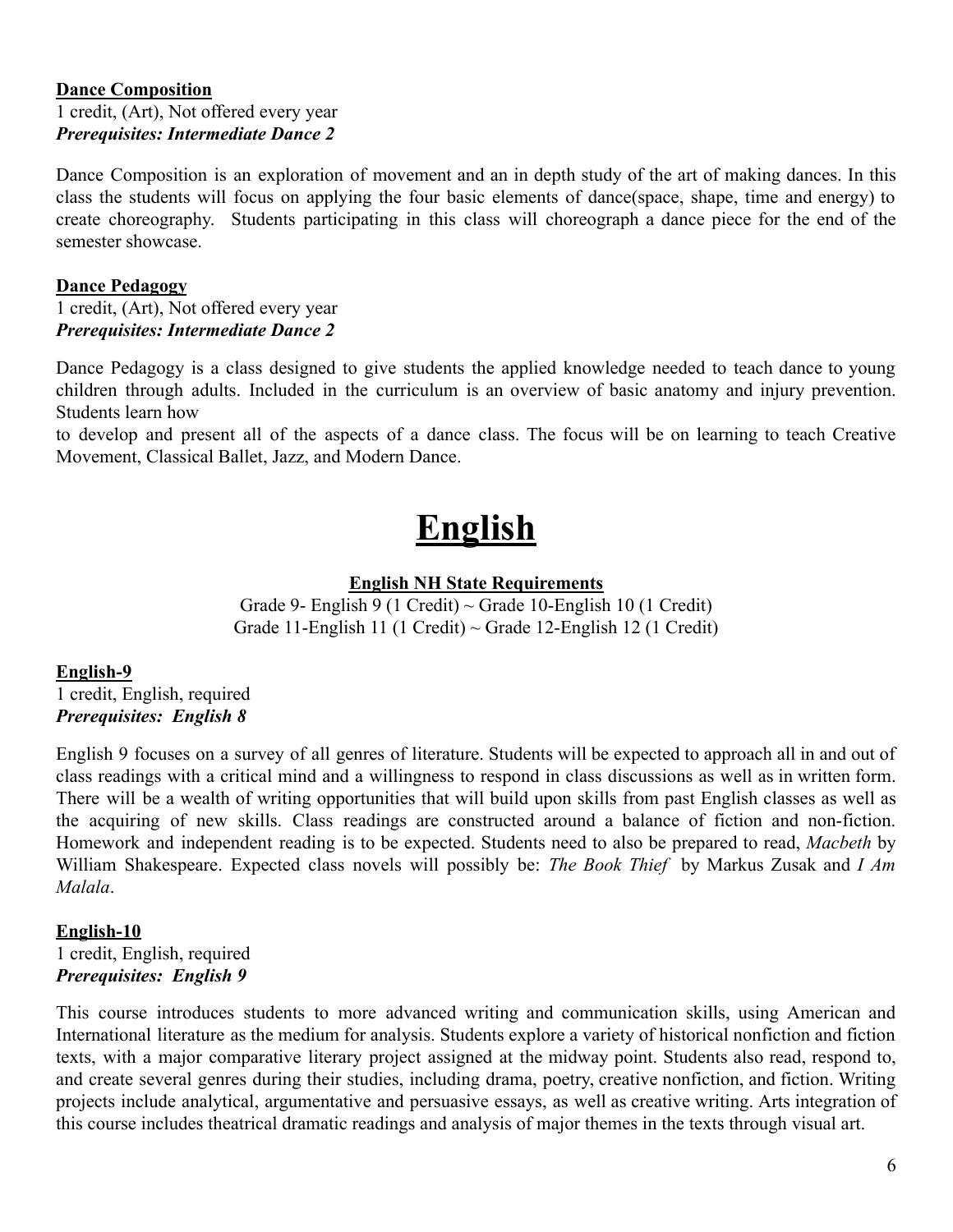**Dance Composition**
1 credit, (Art), Not offered every year
***Prerequisites: Intermediate Dance 2***

Dance Composition is an exploration of movement and an in depth study of the art of making dances. In this class the students will focus on applying the four basic elements of dance(space, shape, time and energy) to create choreography. Students participating in this class will choreograph a dance piece for the end of the semester showcase.

**Dance Pedagogy**
1 credit, (Art), Not offered every year
***Prerequisites: Intermediate Dance 2***

Dance Pedagogy is a class designed to give students the applied knowledge needed to teach dance to young children through adults. Included in the curriculum is an overview of basic anatomy and injury prevention. Students learn how
to develop and present all of the aspects of a dance class. The focus will be on learning to teach Creative Movement, Classical Ballet, Jazz, and Modern Dance.

# English

**English NH State Requirements**

Grade 9- English 9 (1 Credit) ~ Grade 10-English 10 (1 Credit)
Grade 11-English 11 (1 Credit) ~ Grade 12-English 12 (1 Credit)

**English-9**
1 credit, English, required
***Prerequisites: English 8***

English 9 focuses on a survey of all genres of literature. Students will be expected to approach all in and out of class readings with a critical mind and a willingness to respond in class discussions as well as in written form. There will be a wealth of writing opportunities that will build upon skills from past English classes as well as the acquiring of new skills. Class readings are constructed around a balance of fiction and non-fiction. Homework and independent reading is to be expected. Students need to also be prepared to read, *Macbeth* by William Shakespeare. Expected class novels will possibly be: *The Book Thief* by Markus Zusak and *I Am Malala*.

**English-10**
1 credit, English, required
***Prerequisites: English 9***

This course introduces students to more advanced writing and communication skills, using American and International literature as the medium for analysis. Students explore a variety of historical nonfiction and fiction texts, with a major comparative literary project assigned at the midway point. Students also read, respond to, and create several genres during their studies, including drama, poetry, creative nonfiction, and fiction. Writing projects include analytical, argumentative and persuasive essays, as well as creative writing. Arts integration of this course includes theatrical dramatic readings and analysis of major themes in the texts through visual art.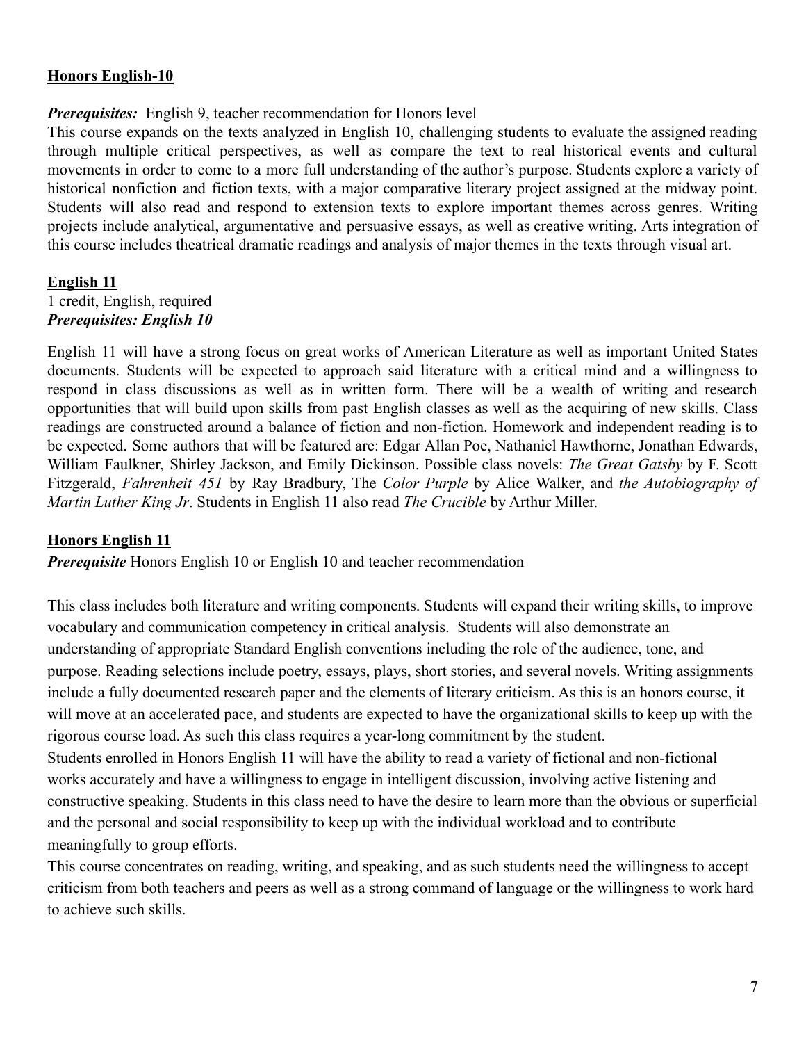**<u>Honors English-10</u>**

***Prerequisites:*** English 9, teacher recommendation for Honors level

This course expands on the texts analyzed in English 10, challenging students to evaluate the assigned reading through multiple critical perspectives, as well as compare the text to real historical events and cultural movements in order to come to a more full understanding of the author's purpose. Students explore a variety of historical nonfiction and fiction texts, with a major comparative literary project assigned at the midway point. Students will also read and respond to extension texts to explore important themes across genres. Writing projects include analytical, argumentative and persuasive essays, as well as creative writing. Arts integration of this course includes theatrical dramatic readings and analysis of major themes in the texts through visual art.

**<u>English 11</u>**

1 credit, English, required

***Prerequisites: English 10***

English 11 will have a strong focus on great works of American Literature as well as important United States documents. Students will be expected to approach said literature with a critical mind and a willingness to respond in class discussions as well as in written form. There will be a wealth of writing and research opportunities that will build upon skills from past English classes as well as the acquiring of new skills. Class readings are constructed around a balance of fiction and non-fiction. Homework and independent reading is to be expected. Some authors that will be featured are: Edgar Allan Poe, Nathaniel Hawthorne, Jonathan Edwards, William Faulkner, Shirley Jackson, and Emily Dickinson. Possible class novels: *The Great Gatsby* by F. Scott Fitzgerald, *Fahrenheit 451* by Ray Bradbury, The *Color Purple* by Alice Walker, and *the Autobiography of Martin Luther King Jr*. Students in English 11 also read *The Crucible* by Arthur Miller.

**<u>Honors English 11</u>**

***Prerequisite*** Honors English 10 or English 10 and teacher recommendation

This class includes both literature and writing components. Students will expand their writing skills, to improve vocabulary and communication competency in critical analysis. Students will also demonstrate an understanding of appropriate Standard English conventions including the role of the audience, tone, and purpose. Reading selections include poetry, essays, plays, short stories, and several novels. Writing assignments include a fully documented research paper and the elements of literary criticism. As this is an honors course, it will move at an accelerated pace, and students are expected to have the organizational skills to keep up with the rigorous course load. As such this class requires a year-long commitment by the student.

Students enrolled in Honors English 11 will have the ability to read a variety of fictional and non-fictional works accurately and have a willingness to engage in intelligent discussion, involving active listening and constructive speaking. Students in this class need to have the desire to learn more than the obvious or superficial and the personal and social responsibility to keep up with the individual workload and to contribute meaningfully to group efforts.

This course concentrates on reading, writing, and speaking, and as such students need the willingness to accept criticism from both teachers and peers as well as a strong command of language or the willingness to work hard to achieve such skills.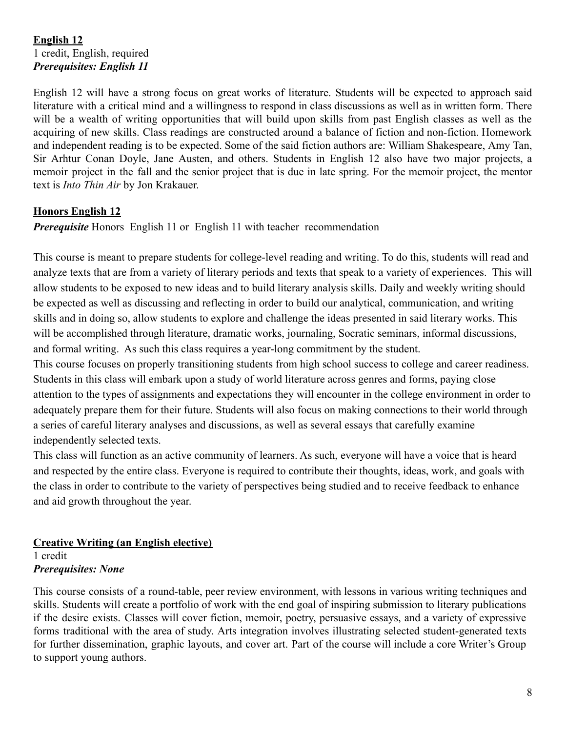## English 12

1 credit, English, required

***Prerequisites: English 11***

English 12 will have a strong focus on great works of literature. Students will be expected to approach said literature with a critical mind and a willingness to respond in class discussions as well as in written form. There will be a wealth of writing opportunities that will build upon skills from past English classes as well as the acquiring of new skills. Class readings are constructed around a balance of fiction and non-fiction. Homework and independent reading is to be expected. Some of the said fiction authors are: William Shakespeare, Amy Tan, Sir Arhtur Conan Doyle, Jane Austen, and others. Students in English 12 also have two major projects, a memoir project in the fall and the senior project that is due in late spring. For the memoir project, the mentor text is *Into Thin Air* by Jon Krakauer.

## Honors English 12

***Prerequisite*** Honors English 11 or English 11 with teacher recommendation

This course is meant to prepare students for college-level reading and writing. To do this, students will read and analyze texts that are from a variety of literary periods and texts that speak to a variety of experiences. This will allow students to be exposed to new ideas and to build literary analysis skills. Daily and weekly writing should be expected as well as discussing and reflecting in order to build our analytical, communication, and writing skills and in doing so, allow students to explore and challenge the ideas presented in said literary works. This will be accomplished through literature, dramatic works, journaling, Socratic seminars, informal discussions, and formal writing. As such this class requires a year-long commitment by the student.

This course focuses on properly transitioning students from high school success to college and career readiness. Students in this class will embark upon a study of world literature across genres and forms, paying close attention to the types of assignments and expectations they will encounter in the college environment in order to adequately prepare them for their future. Students will also focus on making connections to their world through a series of careful literary analyses and discussions, as well as several essays that carefully examine independently selected texts.

This class will function as an active community of learners. As such, everyone will have a voice that is heard and respected by the entire class. Everyone is required to contribute their thoughts, ideas, work, and goals with the class in order to contribute to the variety of perspectives being studied and to receive feedback to enhance and aid growth throughout the year.

## Creative Writing (an English elective)

1 credit

***Prerequisites: None***

This course consists of a round-table, peer review environment, with lessons in various writing techniques and skills. Students will create a portfolio of work with the end goal of inspiring submission to literary publications if the desire exists. Classes will cover fiction, memoir, poetry, persuasive essays, and a variety of expressive forms traditional with the area of study. Arts integration involves illustrating selected student-generated texts for further dissemination, graphic layouts, and cover art. Part of the course will include a core Writer's Group to support young authors.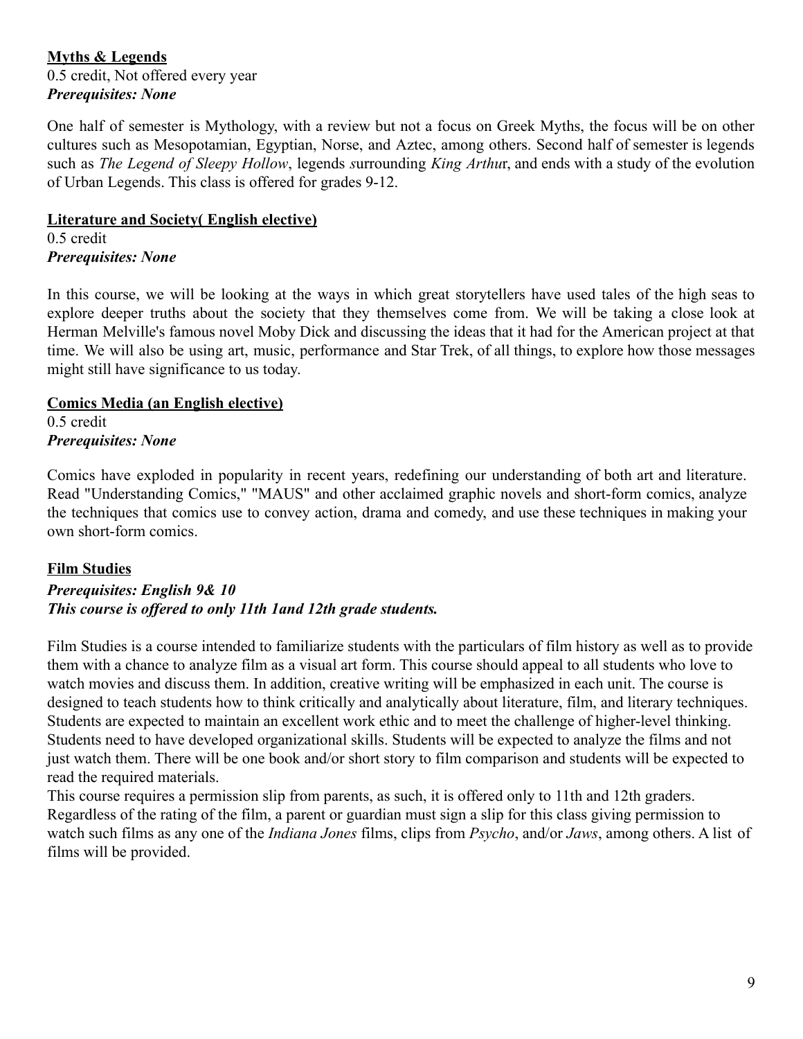**Myths & Legends**

0.5 credit, Not offered every year

***Prerequisites: None***

One half of semester is Mythology, with a review but not a focus on Greek Myths, the focus will be on other cultures such as Mesopotamian, Egyptian, Norse, and Aztec, among others. Second half of semester is legends such as *The Legend of Sleepy Hollow*, legends *s*urrounding *King Arthu*r, and ends with a study of the evolution of Urban Legends. This class is offered for grades 9-12.

**Literature and Society( English elective)**

0.5 credit

***Prerequisites: None***

In this course, we will be looking at the ways in which great storytellers have used tales of the high seas to explore deeper truths about the society that they themselves come from. We will be taking a close look at Herman Melville's famous novel Moby Dick and discussing the ideas that it had for the American project at that time. We will also be using art, music, performance and Star Trek, of all things, to explore how those messages might still have significance to us today.

**Comics Media (an English elective)**

0.5 credit

***Prerequisites: None***

Comics have exploded in popularity in recent years, redefining our understanding of both art and literature. Read "Understanding Comics," "MAUS" and other acclaimed graphic novels and short-form comics, analyze the techniques that comics use to convey action, drama and comedy, and use these techniques in making your own short-form comics.

**Film Studies**

***Prerequisites: English 9& 10***

***This course is offered to only 11th 1and 12th grade students.***

Film Studies is a course intended to familiarize students with the particulars of film history as well as to provide them with a chance to analyze film as a visual art form. This course should appeal to all students who love to watch movies and discuss them. In addition, creative writing will be emphasized in each unit. The course is designed to teach students how to think critically and analytically about literature, film, and literary techniques. Students are expected to maintain an excellent work ethic and to meet the challenge of higher-level thinking. Students need to have developed organizational skills. Students will be expected to analyze the films and not just watch them. There will be one book and/or short story to film comparison and students will be expected to read the required materials.

This course requires a permission slip from parents, as such, it is offered only to 11th and 12th graders. Regardless of the rating of the film, a parent or guardian must sign a slip for this class giving permission to watch such films as any one of the *Indiana Jones* films, clips from *Psycho*, and/or *Jaws*, among others. A list of films will be provided.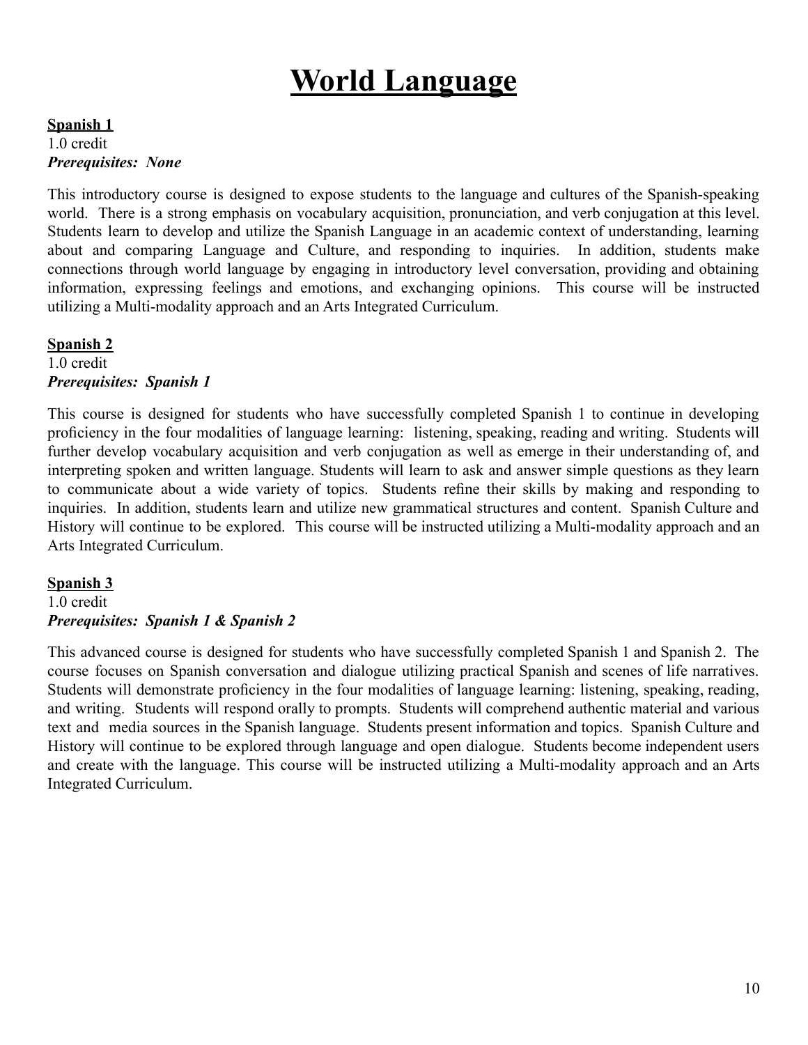# World Language

**Spanish 1**
1.0 credit
***Prerequisites: None***

This introductory course is designed to expose students to the language and cultures of the Spanish-speaking world. There is a strong emphasis on vocabulary acquisition, pronunciation, and verb conjugation at this level. Students learn to develop and utilize the Spanish Language in an academic context of understanding, learning about and comparing Language and Culture, and responding to inquiries. In addition, students make connections through world language by engaging in introductory level conversation, providing and obtaining information, expressing feelings and emotions, and exchanging opinions. This course will be instructed utilizing a Multi-modality approach and an Arts Integrated Curriculum.

**Spanish 2**
1.0 credit
***Prerequisites: Spanish 1***

This course is designed for students who have successfully completed Spanish 1 to continue in developing proficiency in the four modalities of language learning: listening, speaking, reading and writing. Students will further develop vocabulary acquisition and verb conjugation as well as emerge in their understanding of, and interpreting spoken and written language. Students will learn to ask and answer simple questions as they learn to communicate about a wide variety of topics. Students refine their skills by making and responding to inquiries. In addition, students learn and utilize new grammatical structures and content. Spanish Culture and History will continue to be explored. This course will be instructed utilizing a Multi-modality approach and an Arts Integrated Curriculum.

**Spanish 3**
1.0 credit
***Prerequisites: Spanish 1 & Spanish 2***

This advanced course is designed for students who have successfully completed Spanish 1 and Spanish 2. The course focuses on Spanish conversation and dialogue utilizing practical Spanish and scenes of life narratives. Students will demonstrate proficiency in the four modalities of language learning: listening, speaking, reading, and writing. Students will respond orally to prompts. Students will comprehend authentic material and various text and media sources in the Spanish language. Students present information and topics. Spanish Culture and History will continue to be explored through language and open dialogue. Students become independent users and create with the language. This course will be instructed utilizing a Multi-modality approach and an Arts Integrated Curriculum.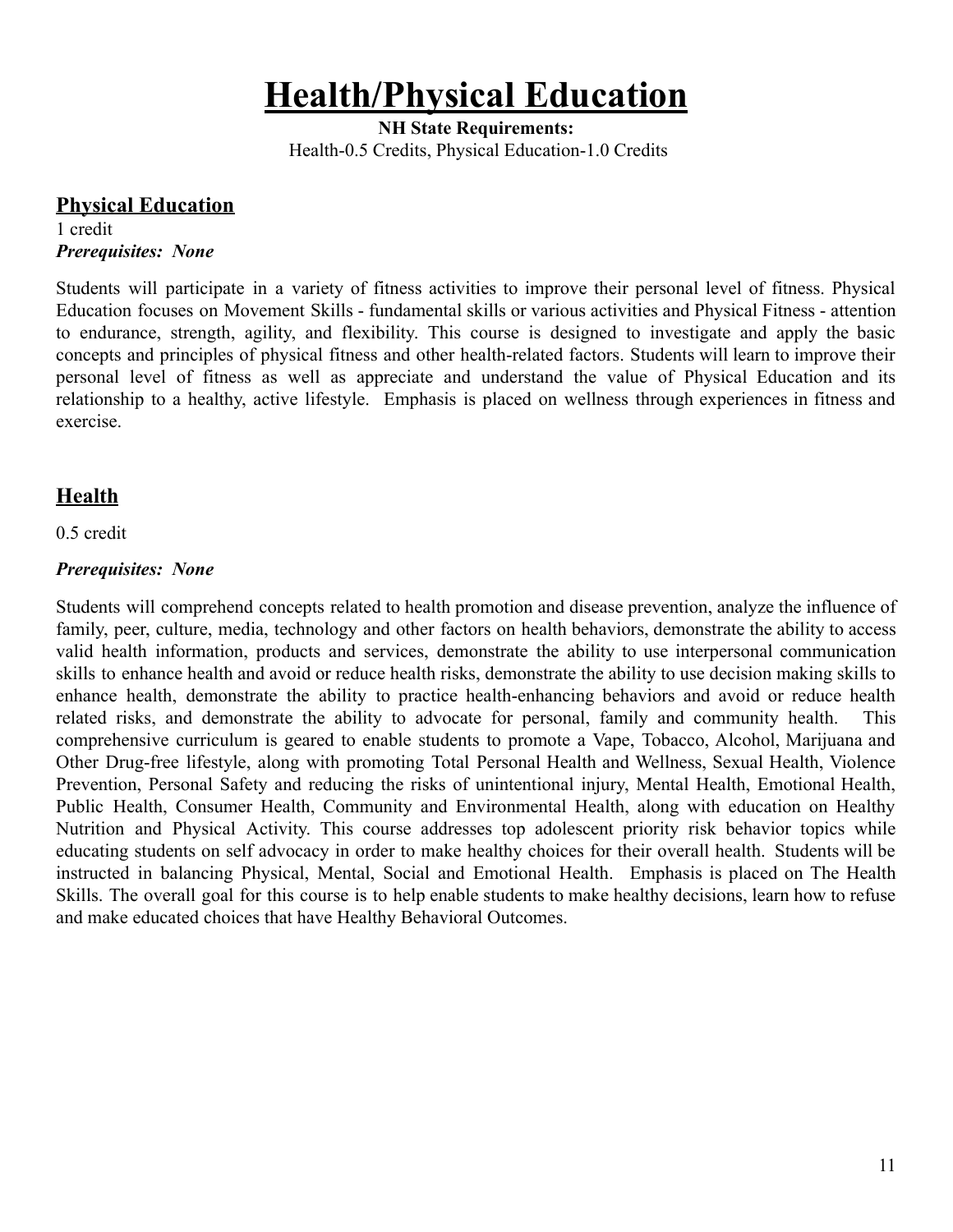# Health/Physical Education

**NH State Requirements:**
Health-0.5 Credits, Physical Education-1.0 Credits

## Physical Education

1 credit
***Prerequisites: None***

Students will participate in a variety of fitness activities to improve their personal level of fitness. Physical Education focuses on Movement Skills - fundamental skills or various activities and Physical Fitness - attention to endurance, strength, agility, and flexibility. This course is designed to investigate and apply the basic concepts and principles of physical fitness and other health-related factors. Students will learn to improve their personal level of fitness as well as appreciate and understand the value of Physical Education and its relationship to a healthy, active lifestyle. Emphasis is placed on wellness through experiences in fitness and exercise.

## Health

0.5 credit

***Prerequisites: None***

Students will comprehend concepts related to health promotion and disease prevention, analyze the influence of family, peer, culture, media, technology and other factors on health behaviors, demonstrate the ability to access valid health information, products and services, demonstrate the ability to use interpersonal communication skills to enhance health and avoid or reduce health risks, demonstrate the ability to use decision making skills to enhance health, demonstrate the ability to practice health-enhancing behaviors and avoid or reduce health related risks, and demonstrate the ability to advocate for personal, family and community health. This comprehensive curriculum is geared to enable students to promote a Vape, Tobacco, Alcohol, Marijuana and Other Drug-free lifestyle, along with promoting Total Personal Health and Wellness, Sexual Health, Violence Prevention, Personal Safety and reducing the risks of unintentional injury, Mental Health, Emotional Health, Public Health, Consumer Health, Community and Environmental Health, along with education on Healthy Nutrition and Physical Activity. This course addresses top adolescent priority risk behavior topics while educating students on self advocacy in order to make healthy choices for their overall health. Students will be instructed in balancing Physical, Mental, Social and Emotional Health. Emphasis is placed on The Health Skills. The overall goal for this course is to help enable students to make healthy decisions, learn how to refuse and make educated choices that have Healthy Behavioral Outcomes.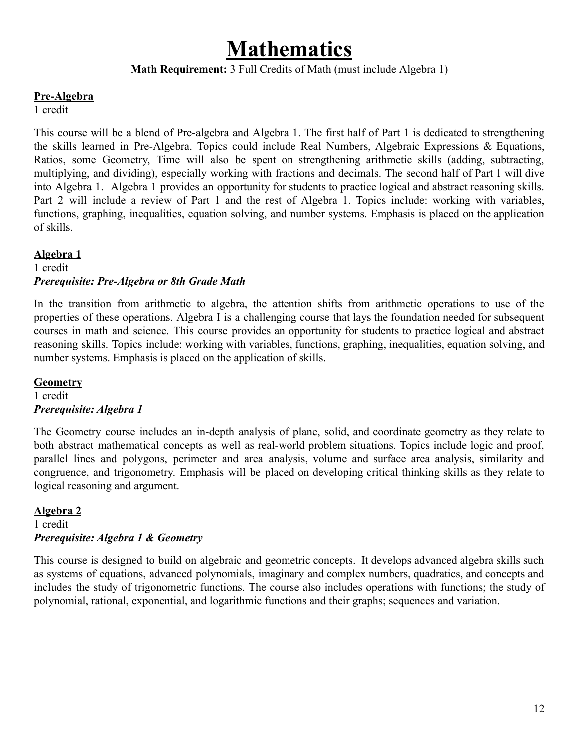# Mathematics

**Math Requirement:** 3 Full Credits of Math (must include Algebra 1)

**Pre-Algebra**

1 credit

This course will be a blend of Pre-algebra and Algebra 1. The first half of Part 1 is dedicated to strengthening the skills learned in Pre-Algebra. Topics could include Real Numbers, Algebraic Expressions & Equations, Ratios, some Geometry, Time will also be spent on strengthening arithmetic skills (adding, subtracting, multiplying, and dividing), especially working with fractions and decimals. The second half of Part 1 will dive into Algebra 1. Algebra 1 provides an opportunity for students to practice logical and abstract reasoning skills. Part 2 will include a review of Part 1 and the rest of Algebra 1. Topics include: working with variables, functions, graphing, inequalities, equation solving, and number systems. Emphasis is placed on the application of skills.

**Algebra 1**

1 credit

***Prerequisite: Pre-Algebra or 8th Grade Math***

In the transition from arithmetic to algebra, the attention shifts from arithmetic operations to use of the properties of these operations. Algebra I is a challenging course that lays the foundation needed for subsequent courses in math and science. This course provides an opportunity for students to practice logical and abstract reasoning skills. Topics include: working with variables, functions, graphing, inequalities, equation solving, and number systems. Emphasis is placed on the application of skills.

**Geometry**

1 credit

***Prerequisite: Algebra 1***

The Geometry course includes an in-depth analysis of plane, solid, and coordinate geometry as they relate to both abstract mathematical concepts as well as real-world problem situations. Topics include logic and proof, parallel lines and polygons, perimeter and area analysis, volume and surface area analysis, similarity and congruence, and trigonometry. Emphasis will be placed on developing critical thinking skills as they relate to logical reasoning and argument.

**Algebra 2**

1 credit

***Prerequisite: Algebra 1 & Geometry***

This course is designed to build on algebraic and geometric concepts. It develops advanced algebra skills such as systems of equations, advanced polynomials, imaginary and complex numbers, quadratics, and concepts and includes the study of trigonometric functions. The course also includes operations with functions; the study of polynomial, rational, exponential, and logarithmic functions and their graphs; sequences and variation.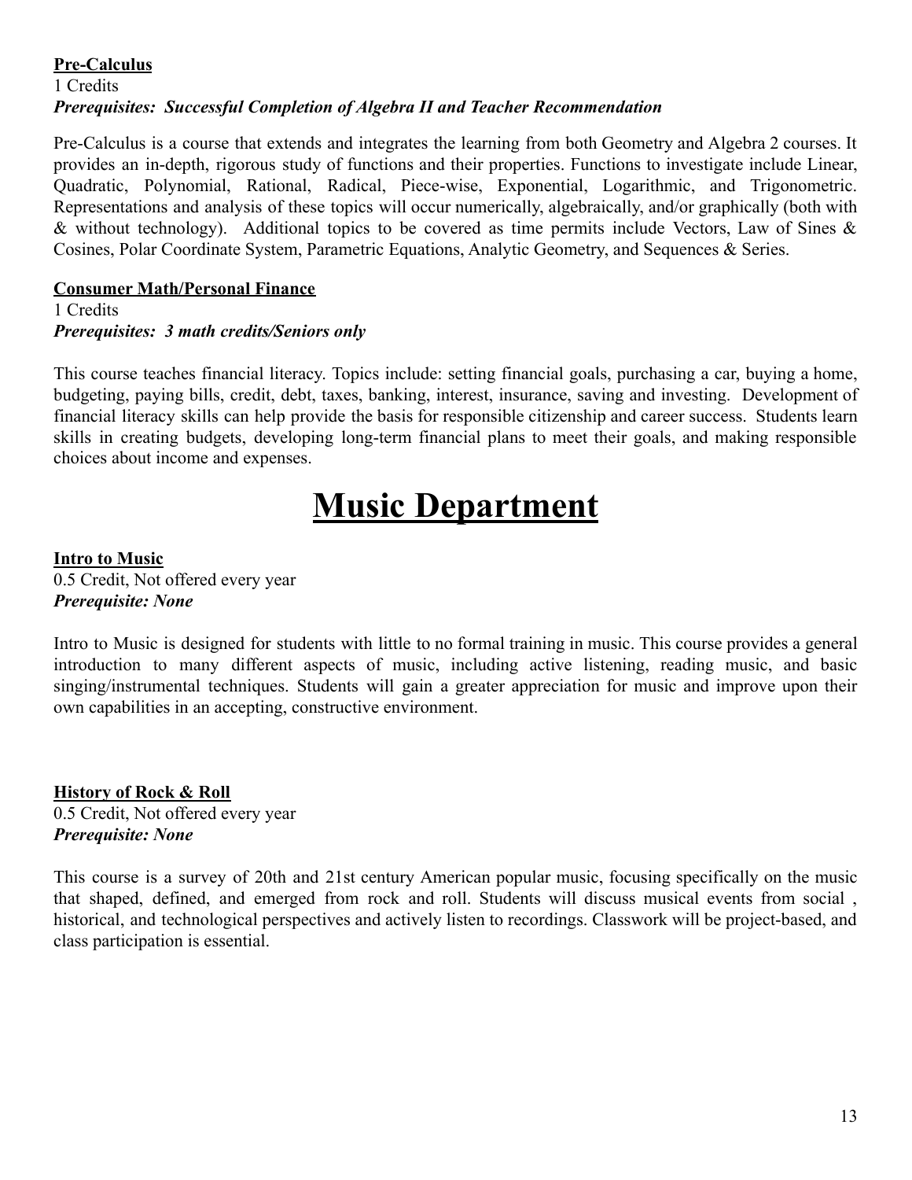**Pre-Calculus**
1 Credits
***Prerequisites: Successful Completion of Algebra II and Teacher Recommendation***

Pre-Calculus is a course that extends and integrates the learning from both Geometry and Algebra 2 courses. It provides an in-depth, rigorous study of functions and their properties. Functions to investigate include Linear, Quadratic, Polynomial, Rational, Radical, Piece-wise, Exponential, Logarithmic, and Trigonometric. Representations and analysis of these topics will occur numerically, algebraically, and/or graphically (both with & without technology). Additional topics to be covered as time permits include Vectors, Law of Sines & Cosines, Polar Coordinate System, Parametric Equations, Analytic Geometry, and Sequences & Series.

**Consumer Math/Personal Finance**
1 Credits
***Prerequisites: 3 math credits/Seniors only***

This course teaches financial literacy. Topics include: setting financial goals, purchasing a car, buying a home, budgeting, paying bills, credit, debt, taxes, banking, interest, insurance, saving and investing. Development of financial literacy skills can help provide the basis for responsible citizenship and career success. Students learn skills in creating budgets, developing long-term financial plans to meet their goals, and making responsible choices about income and expenses.

# Music Department

**Intro to Music**
0.5 Credit, Not offered every year
***Prerequisite: None***

Intro to Music is designed for students with little to no formal training in music. This course provides a general introduction to many different aspects of music, including active listening, reading music, and basic singing/instrumental techniques. Students will gain a greater appreciation for music and improve upon their own capabilities in an accepting, constructive environment.

**History of Rock & Roll**
0.5 Credit, Not offered every year
***Prerequisite: None***

This course is a survey of 20th and 21st century American popular music, focusing specifically on the music that shaped, defined, and emerged from rock and roll. Students will discuss musical events from social , historical, and technological perspectives and actively listen to recordings. Classwork will be project-based, and class participation is essential.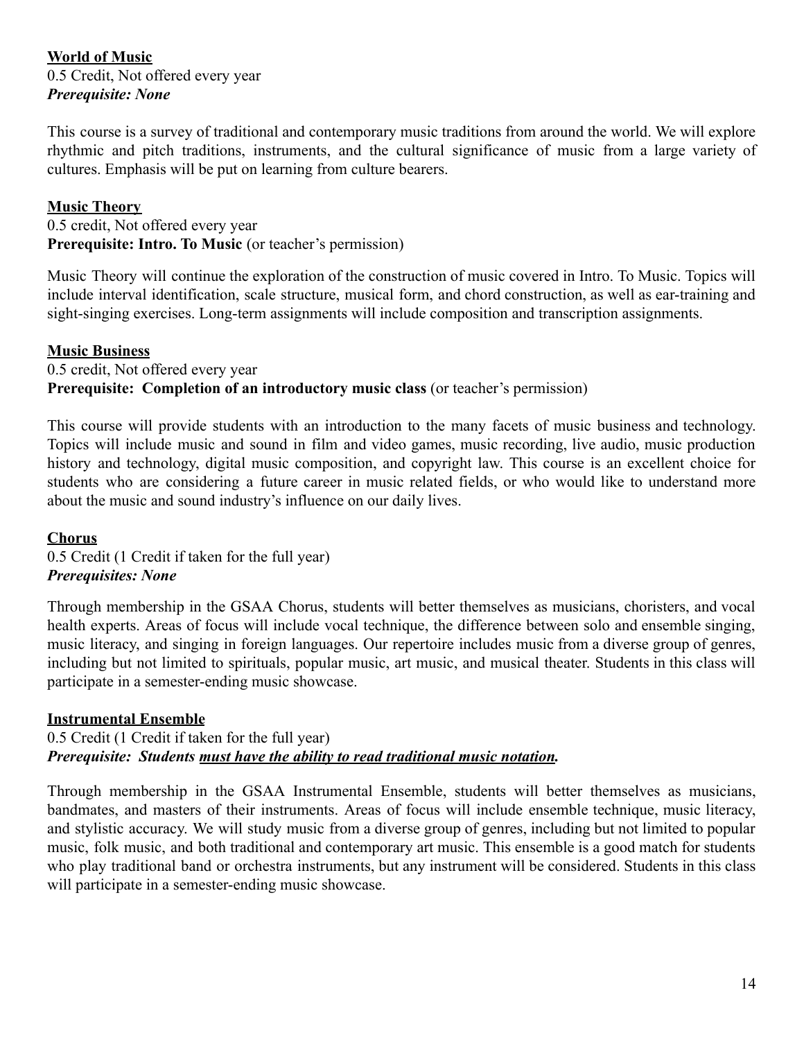**<u>World of Music</u>**
0.5 Credit, Not offered every year
***Prerequisite: None***

This course is a survey of traditional and contemporary music traditions from around the world. We will explore rhythmic and pitch traditions, instruments, and the cultural significance of music from a large variety of cultures. Emphasis will be put on learning from culture bearers.

**<u>Music Theory</u>**
0.5 credit, Not offered every year
**Prerequisite: Intro. To Music** (or teacher's permission)

Music Theory will continue the exploration of the construction of music covered in Intro. To Music. Topics will include interval identification, scale structure, musical form, and chord construction, as well as ear-training and sight-singing exercises. Long-term assignments will include composition and transcription assignments.

**<u>Music Business</u>**
0.5 credit, Not offered every year
**Prerequisite: Completion of an introductory music class** (or teacher's permission)

This course will provide students with an introduction to the many facets of music business and technology. Topics will include music and sound in film and video games, music recording, live audio, music production history and technology, digital music composition, and copyright law. This course is an excellent choice for students who are considering a future career in music related fields, or who would like to understand more about the music and sound industry's influence on our daily lives.

**<u>Chorus</u>**
0.5 Credit (1 Credit if taken for the full year)
***Prerequisites: None***

Through membership in the GSAA Chorus, students will better themselves as musicians, choristers, and vocal health experts. Areas of focus will include vocal technique, the difference between solo and ensemble singing, music literacy, and singing in foreign languages. Our repertoire includes music from a diverse group of genres, including but not limited to spirituals, popular music, art music, and musical theater. Students in this class will participate in a semester-ending music showcase.

**<u>Instrumental Ensemble</u>**
0.5 Credit (1 Credit if taken for the full year)
***Prerequisite: Students <u>must have the ability to read traditional music notation</u>.***

Through membership in the GSAA Instrumental Ensemble, students will better themselves as musicians, bandmates, and masters of their instruments. Areas of focus will include ensemble technique, music literacy, and stylistic accuracy. We will study music from a diverse group of genres, including but not limited to popular music, folk music, and both traditional and contemporary art music. This ensemble is a good match for students who play traditional band or orchestra instruments, but any instrument will be considered. Students in this class will participate in a semester-ending music showcase.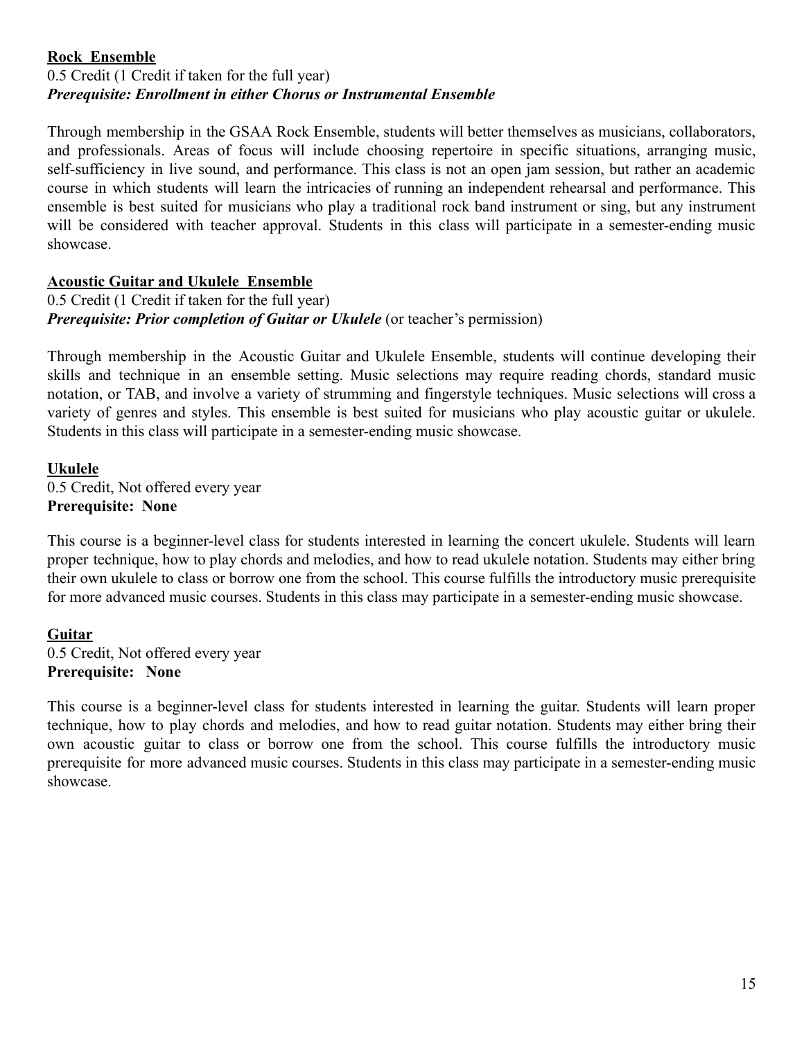**Rock Ensemble**

0.5 Credit (1 Credit if taken for the full year)
***Prerequisite: Enrollment in either Chorus or Instrumental Ensemble***

Through membership in the GSAA Rock Ensemble, students will better themselves as musicians, collaborators, and professionals. Areas of focus will include choosing repertoire in specific situations, arranging music, self-sufficiency in live sound, and performance. This class is not an open jam session, but rather an academic course in which students will learn the intricacies of running an independent rehearsal and performance. This ensemble is best suited for musicians who play a traditional rock band instrument or sing, but any instrument will be considered with teacher approval. Students in this class will participate in a semester-ending music showcase.

**Acoustic Guitar and Ukulele Ensemble**

0.5 Credit (1 Credit if taken for the full year)
***Prerequisite: Prior completion of Guitar or Ukulele*** (or teacher's permission)

Through membership in the Acoustic Guitar and Ukulele Ensemble, students will continue developing their skills and technique in an ensemble setting. Music selections may require reading chords, standard music notation, or TAB, and involve a variety of strumming and fingerstyle techniques. Music selections will cross a variety of genres and styles. This ensemble is best suited for musicians who play acoustic guitar or ukulele. Students in this class will participate in a semester-ending music showcase.

**Ukulele**

0.5 Credit, Not offered every year
**Prerequisite: None**

This course is a beginner-level class for students interested in learning the concert ukulele. Students will learn proper technique, how to play chords and melodies, and how to read ukulele notation. Students may either bring their own ukulele to class or borrow one from the school. This course fulfills the introductory music prerequisite for more advanced music courses. Students in this class may participate in a semester-ending music showcase.

**Guitar**

0.5 Credit, Not offered every year
**Prerequisite: None**

This course is a beginner-level class for students interested in learning the guitar. Students will learn proper technique, how to play chords and melodies, and how to read guitar notation. Students may either bring their own acoustic guitar to class or borrow one from the school. This course fulfills the introductory music prerequisite for more advanced music courses. Students in this class may participate in a semester-ending music showcase.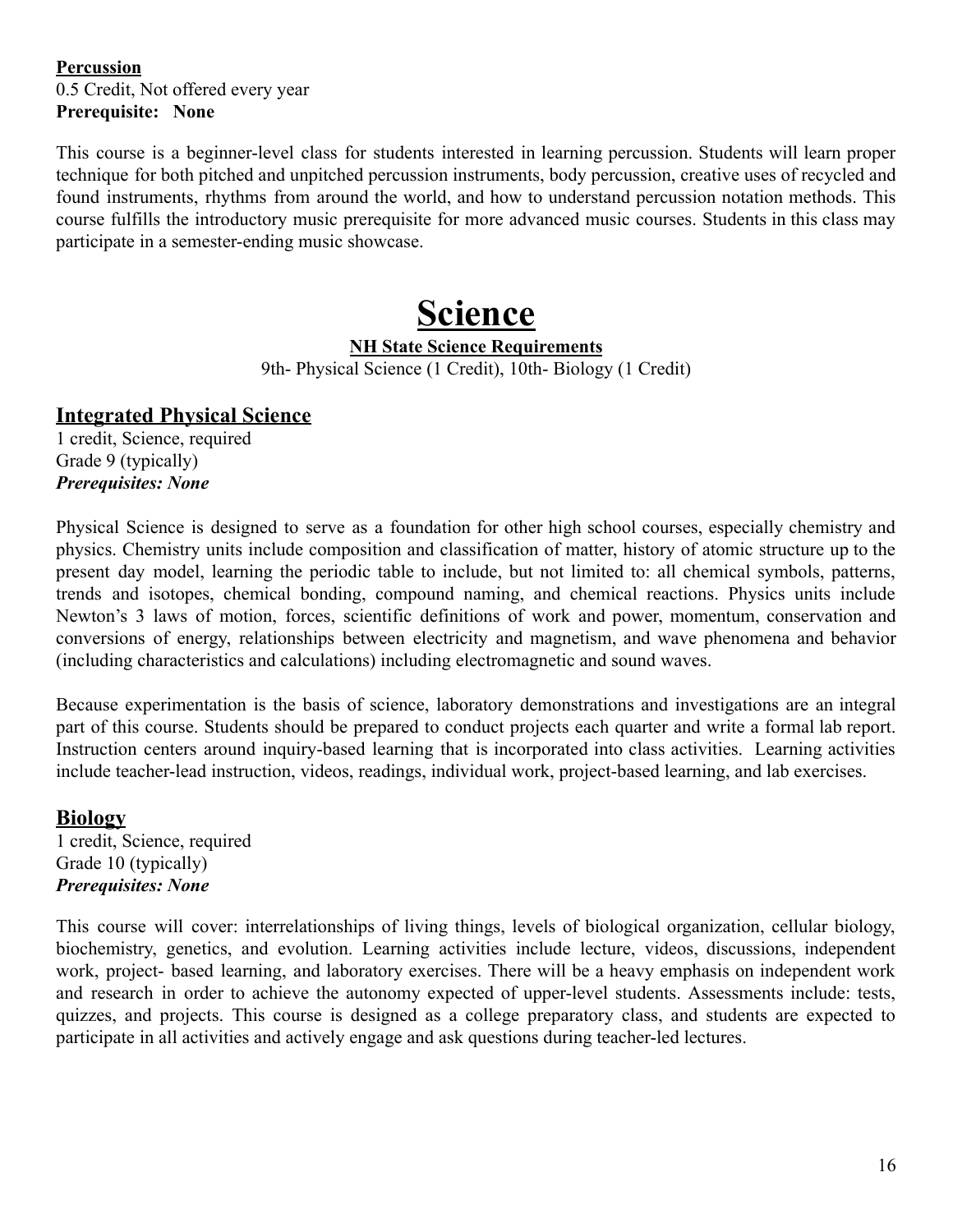**Percussion**
0.5 Credit, Not offered every year
**Prerequisite: None**

This course is a beginner-level class for students interested in learning percussion. Students will learn proper technique for both pitched and unpitched percussion instruments, body percussion, creative uses of recycled and found instruments, rhythms from around the world, and how to understand percussion notation methods. This course fulfills the introductory music prerequisite for more advanced music courses. Students in this class may participate in a semester-ending music showcase.

# Science

**NH State Science Requirements**

9th- Physical Science (1 Credit), 10th- Biology (1 Credit)

## Integrated Physical Science

1 credit, Science, required
Grade 9 (typically)
***Prerequisites: None***

Physical Science is designed to serve as a foundation for other high school courses, especially chemistry and physics. Chemistry units include composition and classification of matter, history of atomic structure up to the present day model, learning the periodic table to include, but not limited to: all chemical symbols, patterns, trends and isotopes, chemical bonding, compound naming, and chemical reactions. Physics units include Newton's 3 laws of motion, forces, scientific definitions of work and power, momentum, conservation and conversions of energy, relationships between electricity and magnetism, and wave phenomena and behavior (including characteristics and calculations) including electromagnetic and sound waves.

Because experimentation is the basis of science, laboratory demonstrations and investigations are an integral part of this course. Students should be prepared to conduct projects each quarter and write a formal lab report. Instruction centers around inquiry-based learning that is incorporated into class activities. Learning activities include teacher-lead instruction, videos, readings, individual work, project-based learning, and lab exercises.

## Biology

1 credit, Science, required
Grade 10 (typically)
***Prerequisites: None***

This course will cover: interrelationships of living things, levels of biological organization, cellular biology, biochemistry, genetics, and evolution. Learning activities include lecture, videos, discussions, independent work, project- based learning, and laboratory exercises. There will be a heavy emphasis on independent work and research in order to achieve the autonomy expected of upper-level students. Assessments include: tests, quizzes, and projects. This course is designed as a college preparatory class, and students are expected to participate in all activities and actively engage and ask questions during teacher-led lectures.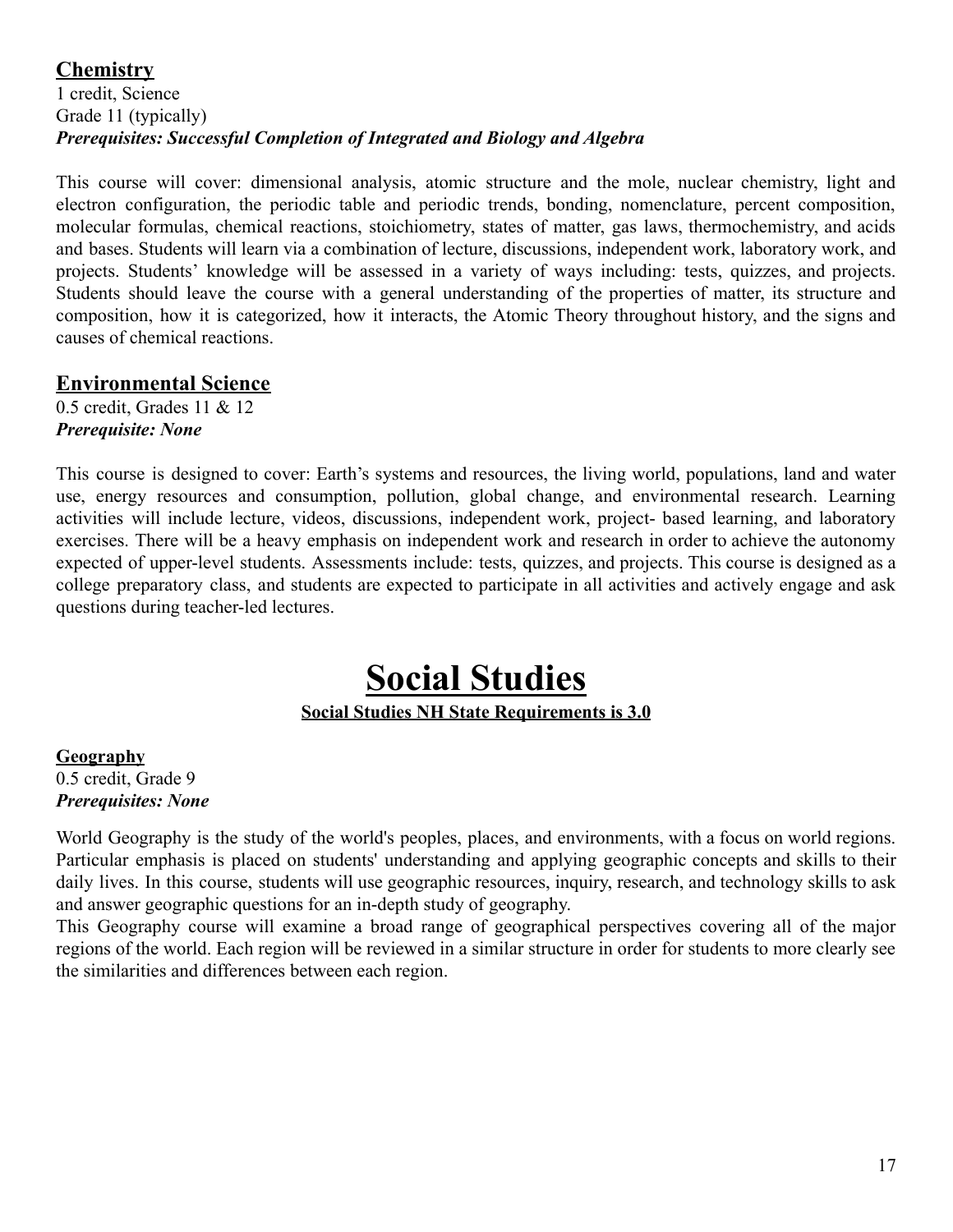## Chemistry

1 credit, Science
Grade 11 (typically)
***Prerequisites: Successful Completion of Integrated and Biology and Algebra***

This course will cover: dimensional analysis, atomic structure and the mole, nuclear chemistry, light and electron configuration, the periodic table and periodic trends, bonding, nomenclature, percent composition, molecular formulas, chemical reactions, stoichiometry, states of matter, gas laws, thermochemistry, and acids and bases. Students will learn via a combination of lecture, discussions, independent work, laboratory work, and projects. Students' knowledge will be assessed in a variety of ways including: tests, quizzes, and projects. Students should leave the course with a general understanding of the properties of matter, its structure and composition, how it is categorized, how it interacts, the Atomic Theory throughout history, and the signs and causes of chemical reactions.

## Environmental Science

0.5 credit, Grades 11 & 12
***Prerequisite: None***

This course is designed to cover: Earth's systems and resources, the living world, populations, land and water use, energy resources and consumption, pollution, global change, and environmental research. Learning activities will include lecture, videos, discussions, independent work, project- based learning, and laboratory exercises. There will be a heavy emphasis on independent work and research in order to achieve the autonomy expected of upper-level students. Assessments include: tests, quizzes, and projects. This course is designed as a college preparatory class, and students are expected to participate in all activities and actively engage and ask questions during teacher-led lectures.

# Social Studies

**Social Studies NH State Requirements is 3.0**

### Geography

0.5 credit, Grade 9
***Prerequisites: None***

World Geography is the study of the world's peoples, places, and environments, with a focus on world regions. Particular emphasis is placed on students' understanding and applying geographic concepts and skills to their daily lives. In this course, students will use geographic resources, inquiry, research, and technology skills to ask and answer geographic questions for an in-depth study of geography.

This Geography course will examine a broad range of geographical perspectives covering all of the major regions of the world. Each region will be reviewed in a similar structure in order for students to more clearly see the similarities and differences between each region.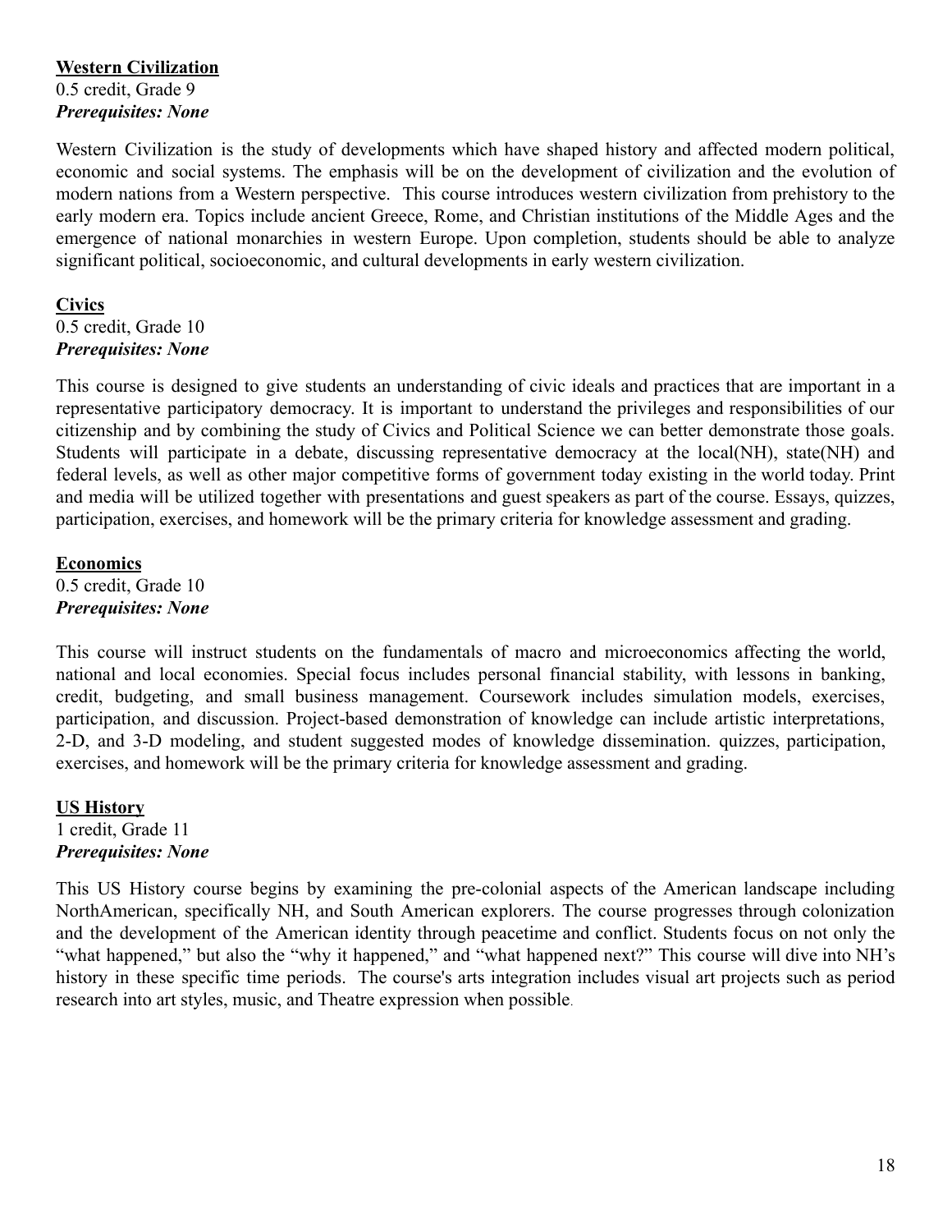**Western Civilization**
0.5 credit, Grade 9
***Prerequisites: None***

Western Civilization is the study of developments which have shaped history and affected modern political, economic and social systems. The emphasis will be on the development of civilization and the evolution of modern nations from a Western perspective. This course introduces western civilization from prehistory to the early modern era. Topics include ancient Greece, Rome, and Christian institutions of the Middle Ages and the emergence of national monarchies in western Europe. Upon completion, students should be able to analyze significant political, socioeconomic, and cultural developments in early western civilization.

**Civics**
0.5 credit, Grade 10
***Prerequisites: None***

This course is designed to give students an understanding of civic ideals and practices that are important in a representative participatory democracy. It is important to understand the privileges and responsibilities of our citizenship and by combining the study of Civics and Political Science we can better demonstrate those goals. Students will participate in a debate, discussing representative democracy at the local(NH), state(NH) and federal levels, as well as other major competitive forms of government today existing in the world today. Print and media will be utilized together with presentations and guest speakers as part of the course. Essays, quizzes, participation, exercises, and homework will be the primary criteria for knowledge assessment and grading.

**Economics**
0.5 credit, Grade 10
***Prerequisites: None***

This course will instruct students on the fundamentals of macro and microeconomics affecting the world, national and local economies. Special focus includes personal financial stability, with lessons in banking, credit, budgeting, and small business management. Coursework includes simulation models, exercises, participation, and discussion. Project-based demonstration of knowledge can include artistic interpretations, 2-D, and 3-D modeling, and student suggested modes of knowledge dissemination. quizzes, participation, exercises, and homework will be the primary criteria for knowledge assessment and grading.

**US History**
1 credit, Grade 11
***Prerequisites: None***

This US History course begins by examining the pre-colonial aspects of the American landscape including NorthAmerican, specifically NH, and South American explorers. The course progresses through colonization and the development of the American identity through peacetime and conflict. Students focus on not only the "what happened," but also the "why it happened," and "what happened next?" This course will dive into NH's history in these specific time periods. The course's arts integration includes visual art projects such as period research into art styles, music, and Theatre expression when possible.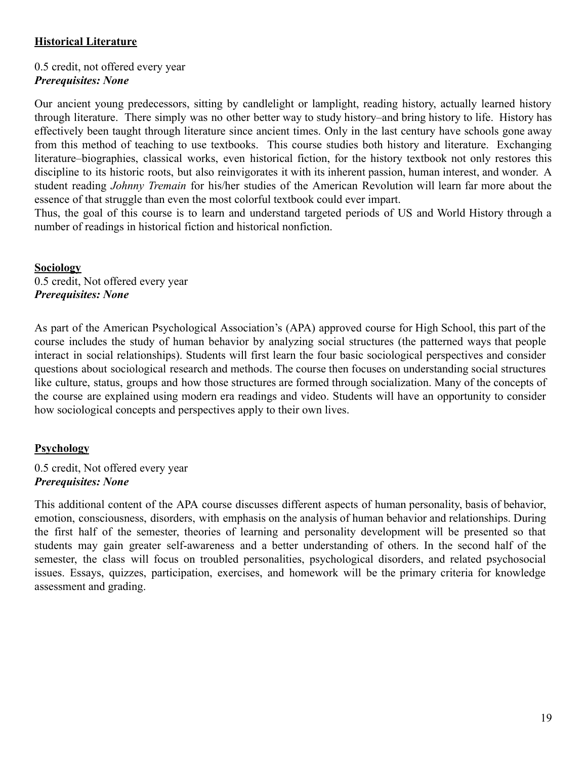## Historical Literature

0.5 credit, not offered every year
***Prerequisites: None***

Our ancient young predecessors, sitting by candlelight or lamplight, reading history, actually learned history through literature. There simply was no other better way to study history–and bring history to life. History has effectively been taught through literature since ancient times. Only in the last century have schools gone away from this method of teaching to use textbooks. This course studies both history and literature. Exchanging literature–biographies, classical works, even historical fiction, for the history textbook not only restores this discipline to its historic roots, but also reinvigorates it with its inherent passion, human interest, and wonder. A student reading *Johnny Tremain* for his/her studies of the American Revolution will learn far more about the essence of that struggle than even the most colorful textbook could ever impart.
Thus, the goal of this course is to learn and understand targeted periods of US and World History through a number of readings in historical fiction and historical nonfiction.

## Sociology

0.5 credit, Not offered every year
***Prerequisites: None***

As part of the American Psychological Association's (APA) approved course for High School, this part of the course includes the study of human behavior by analyzing social structures (the patterned ways that people interact in social relationships). Students will first learn the four basic sociological perspectives and consider questions about sociological research and methods. The course then focuses on understanding social structures like culture, status, groups and how those structures are formed through socialization. Many of the concepts of the course are explained using modern era readings and video. Students will have an opportunity to consider how sociological concepts and perspectives apply to their own lives.

## Psychology

0.5 credit, Not offered every year
***Prerequisites: None***

This additional content of the APA course discusses different aspects of human personality, basis of behavior, emotion, consciousness, disorders, with emphasis on the analysis of human behavior and relationships. During the first half of the semester, theories of learning and personality development will be presented so that students may gain greater self-awareness and a better understanding of others. In the second half of the semester, the class will focus on troubled personalities, psychological disorders, and related psychosocial issues. Essays, quizzes, participation, exercises, and homework will be the primary criteria for knowledge assessment and grading.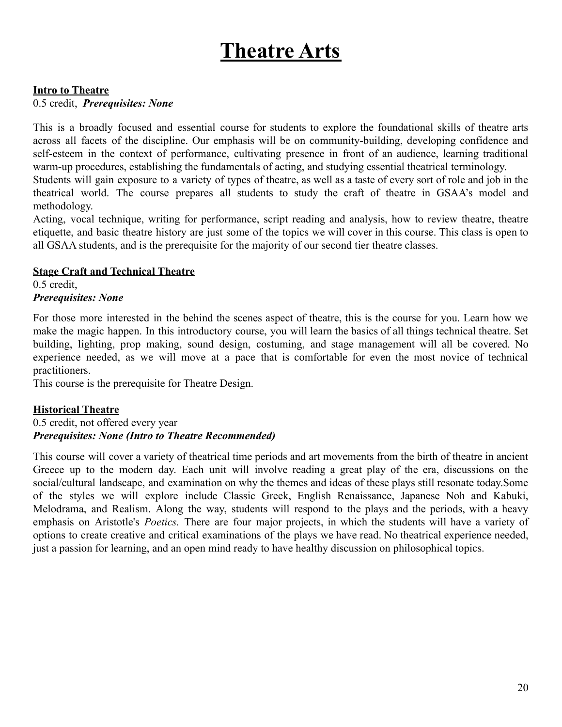# Theatre Arts

## Intro to Theatre

0.5 credit, ***Prerequisites: None***

This is a broadly focused and essential course for students to explore the foundational skills of theatre arts across all facets of the discipline. Our emphasis will be on community-building, developing confidence and self-esteem in the context of performance, cultivating presence in front of an audience, learning traditional warm-up procedures, establishing the fundamentals of acting, and studying essential theatrical terminology.
Students will gain exposure to a variety of types of theatre, as well as a taste of every sort of role and job in the theatrical world. The course prepares all students to study the craft of theatre in GSAA's model and methodology.
Acting, vocal technique, writing for performance, script reading and analysis, how to review theatre, theatre etiquette, and basic theatre history are just some of the topics we will cover in this course. This class is open to all GSAA students, and is the prerequisite for the majority of our second tier theatre classes.

## Stage Craft and Technical Theatre

0.5 credit,
***Prerequisites: None***

For those more interested in the behind the scenes aspect of theatre, this is the course for you. Learn how we make the magic happen. In this introductory course, you will learn the basics of all things technical theatre. Set building, lighting, prop making, sound design, costuming, and stage management will all be covered. No experience needed, as we will move at a pace that is comfortable for even the most novice of technical practitioners.
This course is the prerequisite for Theatre Design.

## Historical Theatre

0.5 credit, not offered every year
***Prerequisites: None (Intro to Theatre Recommended)***

This course will cover a variety of theatrical time periods and art movements from the birth of theatre in ancient Greece up to the modern day. Each unit will involve reading a great play of the era, discussions on the social/cultural landscape, and examination on why the themes and ideas of these plays still resonate today.Some of the styles we will explore include Classic Greek, English Renaissance, Japanese Noh and Kabuki, Melodrama, and Realism. Along the way, students will respond to the plays and the periods, with a heavy emphasis on Aristotle's *Poetics.* There are four major projects, in which the students will have a variety of options to create creative and critical examinations of the plays we have read. No theatrical experience needed, just a passion for learning, and an open mind ready to have healthy discussion on philosophical topics.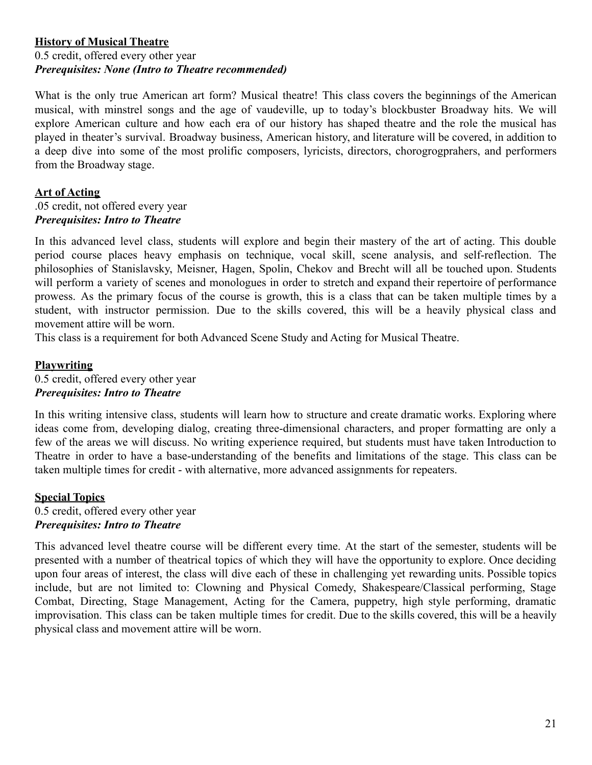**History of Musical Theatre**

0.5 credit, offered every other year

***Prerequisites: None (Intro to Theatre recommended)***

What is the only true American art form? Musical theatre! This class covers the beginnings of the American musical, with minstrel songs and the age of vaudeville, up to today's blockbuster Broadway hits. We will explore American culture and how each era of our history has shaped theatre and the role the musical has played in theater's survival. Broadway business, American history, and literature will be covered, in addition to a deep dive into some of the most prolific composers, lyricists, directors, chorogrogprahers, and performers from the Broadway stage.

**Art of Acting**

.05 credit, not offered every year

***Prerequisites: Intro to Theatre***

In this advanced level class, students will explore and begin their mastery of the art of acting. This double period course places heavy emphasis on technique, vocal skill, scene analysis, and self-reflection. The philosophies of Stanislavsky, Meisner, Hagen, Spolin, Chekov and Brecht will all be touched upon. Students will perform a variety of scenes and monologues in order to stretch and expand their repertoire of performance prowess. As the primary focus of the course is growth, this is a class that can be taken multiple times by a student, with instructor permission. Due to the skills covered, this will be a heavily physical class and movement attire will be worn.

This class is a requirement for both Advanced Scene Study and Acting for Musical Theatre.

**Playwriting**

0.5 credit, offered every other year

***Prerequisites: Intro to Theatre***

In this writing intensive class, students will learn how to structure and create dramatic works. Exploring where ideas come from, developing dialog, creating three-dimensional characters, and proper formatting are only a few of the areas we will discuss. No writing experience required, but students must have taken Introduction to Theatre in order to have a base-understanding of the benefits and limitations of the stage. This class can be taken multiple times for credit - with alternative, more advanced assignments for repeaters.

**Special Topics**

0.5 credit, offered every other year

***Prerequisites: Intro to Theatre***

This advanced level theatre course will be different every time. At the start of the semester, students will be presented with a number of theatrical topics of which they will have the opportunity to explore. Once deciding upon four areas of interest, the class will dive each of these in challenging yet rewarding units. Possible topics include, but are not limited to: Clowning and Physical Comedy, Shakespeare/Classical performing, Stage Combat, Directing, Stage Management, Acting for the Camera, puppetry, high style performing, dramatic improvisation. This class can be taken multiple times for credit. Due to the skills covered, this will be a heavily physical class and movement attire will be worn.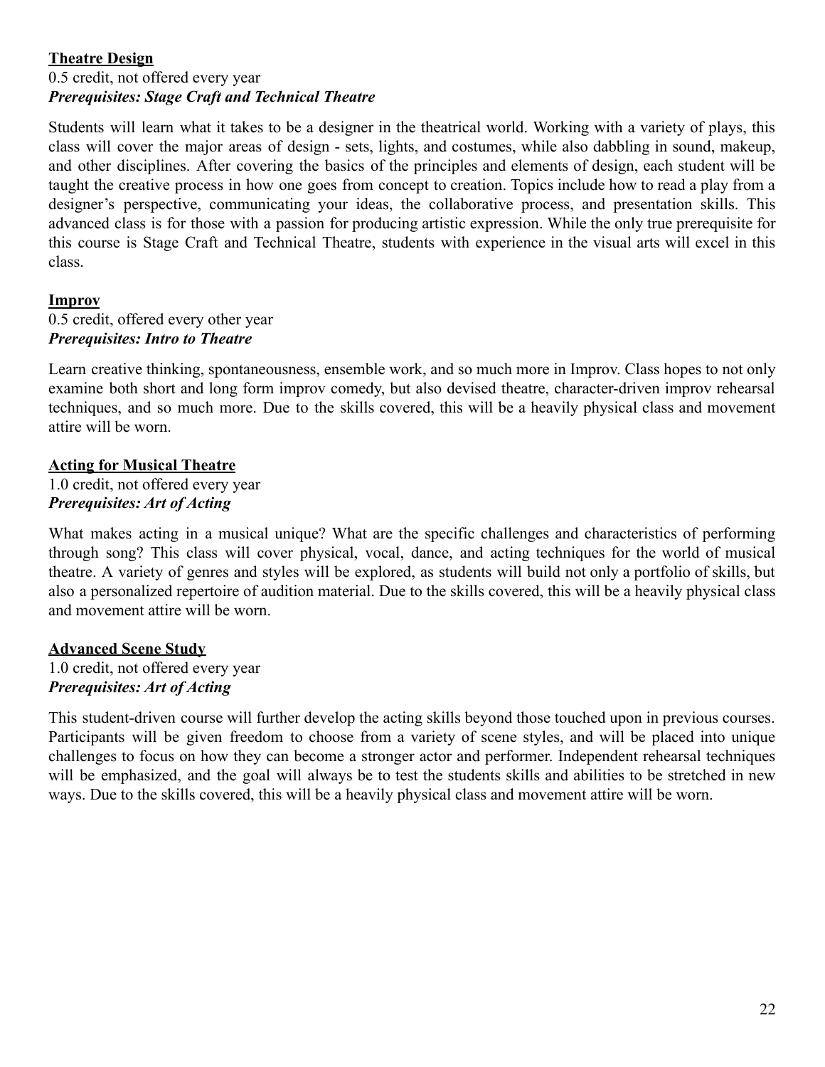**Theatre Design**

0.5 credit, not offered every year

***Prerequisites: Stage Craft and Technical Theatre***

Students will learn what it takes to be a designer in the theatrical world. Working with a variety of plays, this class will cover the major areas of design - sets, lights, and costumes, while also dabbling in sound, makeup, and other disciplines. After covering the basics of the principles and elements of design, each student will be taught the creative process in how one goes from concept to creation. Topics include how to read a play from a designer's perspective, communicating your ideas, the collaborative process, and presentation skills. This advanced class is for those with a passion for producing artistic expression. While the only true prerequisite for this course is Stage Craft and Technical Theatre, students with experience in the visual arts will excel in this class.

**Improv**

0.5 credit, offered every other year

***Prerequisites: Intro to Theatre***

Learn creative thinking, spontaneousness, ensemble work, and so much more in Improv. Class hopes to not only examine both short and long form improv comedy, but also devised theatre, character-driven improv rehearsal techniques, and so much more. Due to the skills covered, this will be a heavily physical class and movement attire will be worn.

**Acting for Musical Theatre**

1.0 credit, not offered every year

***Prerequisites: Art of Acting***

What makes acting in a musical unique? What are the specific challenges and characteristics of performing through song? This class will cover physical, vocal, dance, and acting techniques for the world of musical theatre. A variety of genres and styles will be explored, as students will build not only a portfolio of skills, but also a personalized repertoire of audition material. Due to the skills covered, this will be a heavily physical class and movement attire will be worn.

**Advanced Scene Study**

1.0 credit, not offered every year

***Prerequisites: Art of Acting***

This student-driven course will further develop the acting skills beyond those touched upon in previous courses. Participants will be given freedom to choose from a variety of scene styles, and will be placed into unique challenges to focus on how they can become a stronger actor and performer. Independent rehearsal techniques will be emphasized, and the goal will always be to test the students skills and abilities to be stretched in new ways. Due to the skills covered, this will be a heavily physical class and movement attire will be worn.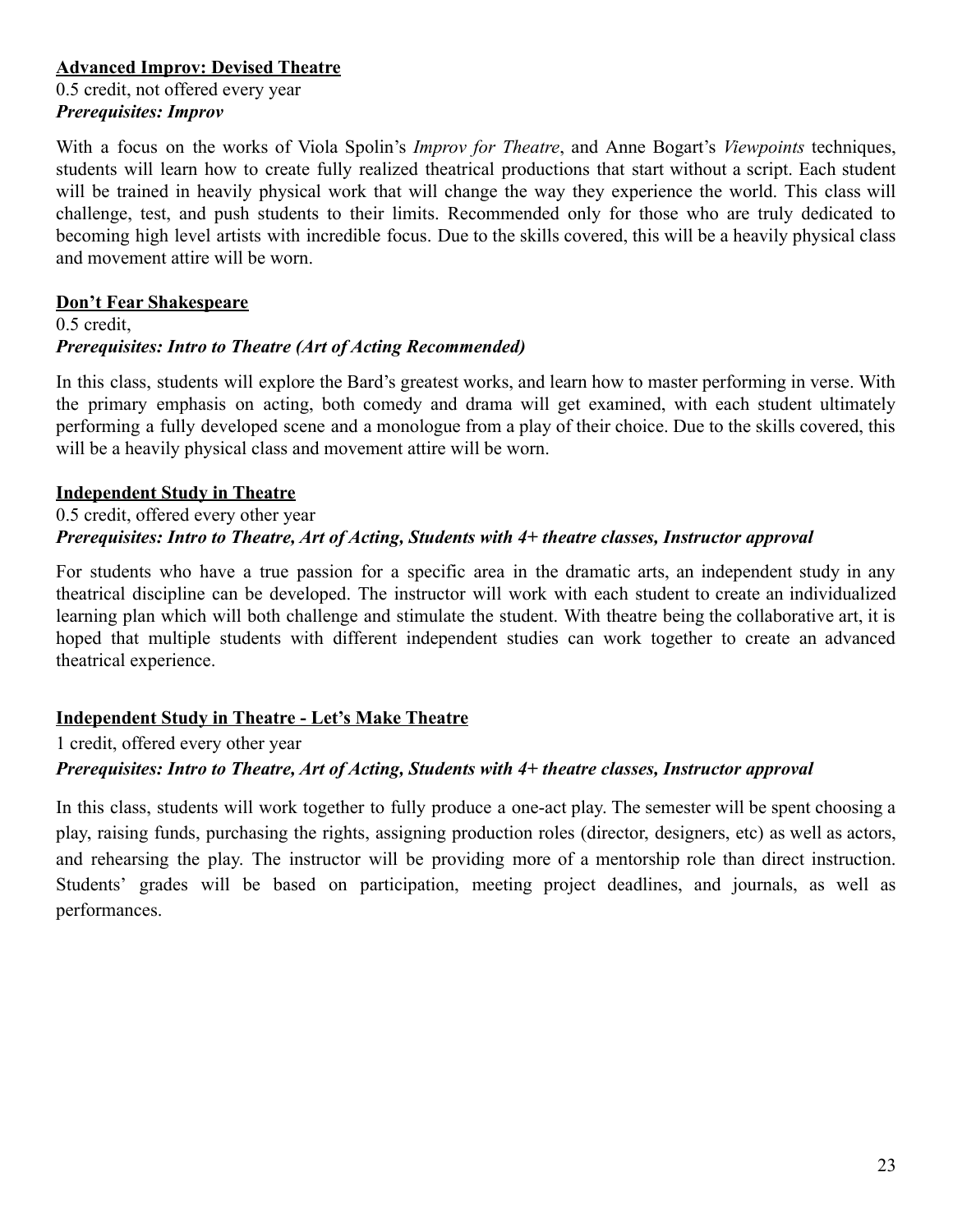**Advanced Improv: Devised Theatre**

0.5 credit, not offered every year

***Prerequisites: Improv***

With a focus on the works of Viola Spolin's *Improv for Theatre*, and Anne Bogart's *Viewpoints* techniques, students will learn how to create fully realized theatrical productions that start without a script. Each student will be trained in heavily physical work that will change the way they experience the world. This class will challenge, test, and push students to their limits. Recommended only for those who are truly dedicated to becoming high level artists with incredible focus. Due to the skills covered, this will be a heavily physical class and movement attire will be worn.

**Don't Fear Shakespeare**

0.5 credit,

***Prerequisites: Intro to Theatre (Art of Acting Recommended)***

In this class, students will explore the Bard's greatest works, and learn how to master performing in verse. With the primary emphasis on acting, both comedy and drama will get examined, with each student ultimately performing a fully developed scene and a monologue from a play of their choice. Due to the skills covered, this will be a heavily physical class and movement attire will be worn.

**Independent Study in Theatre**

0.5 credit, offered every other year

***Prerequisites: Intro to Theatre, Art of Acting, Students with 4+ theatre classes, Instructor approval***

For students who have a true passion for a specific area in the dramatic arts, an independent study in any theatrical discipline can be developed. The instructor will work with each student to create an individualized learning plan which will both challenge and stimulate the student. With theatre being the collaborative art, it is hoped that multiple students with different independent studies can work together to create an advanced theatrical experience.

**Independent Study in Theatre - Let's Make Theatre**

1 credit, offered every other year

***Prerequisites: Intro to Theatre, Art of Acting, Students with 4+ theatre classes, Instructor approval***

In this class, students will work together to fully produce a one-act play. The semester will be spent choosing a play, raising funds, purchasing the rights, assigning production roles (director, designers, etc) as well as actors, and rehearsing the play. The instructor will be providing more of a mentorship role than direct instruction. Students' grades will be based on participation, meeting project deadlines, and journals, as well as performances.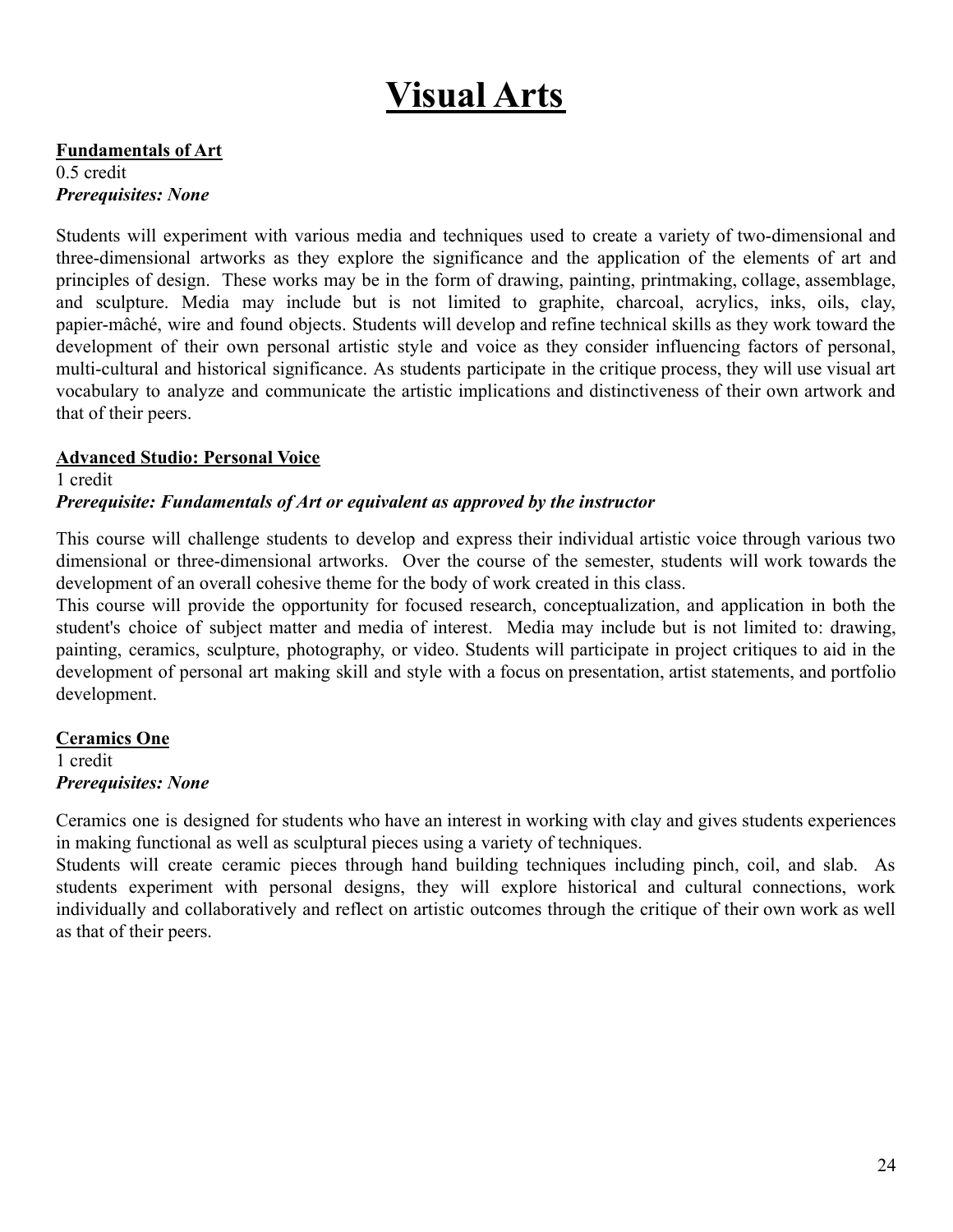# Visual Arts

**Fundamentals of Art**
0.5 credit
***Prerequisites: None***

Students will experiment with various media and techniques used to create a variety of two-dimensional and three-dimensional artworks as they explore the significance and the application of the elements of art and principles of design. These works may be in the form of drawing, painting, printmaking, collage, assemblage, and sculpture. Media may include but is not limited to graphite, charcoal, acrylics, inks, oils, clay, papier-mâché, wire and found objects. Students will develop and refine technical skills as they work toward the development of their own personal artistic style and voice as they consider influencing factors of personal, multi-cultural and historical significance. As students participate in the critique process, they will use visual art vocabulary to analyze and communicate the artistic implications and distinctiveness of their own artwork and that of their peers.

**Advanced Studio: Personal Voice**
1 credit
***Prerequisite: Fundamentals of Art or equivalent as approved by the instructor***

This course will challenge students to develop and express their individual artistic voice through various two dimensional or three-dimensional artworks. Over the course of the semester, students will work towards the development of an overall cohesive theme for the body of work created in this class.
This course will provide the opportunity for focused research, conceptualization, and application in both the student's choice of subject matter and media of interest. Media may include but is not limited to: drawing, painting, ceramics, sculpture, photography, or video. Students will participate in project critiques to aid in the development of personal art making skill and style with a focus on presentation, artist statements, and portfolio development.

**Ceramics One**
1 credit
***Prerequisites: None***

Ceramics one is designed for students who have an interest in working with clay and gives students experiences in making functional as well as sculptural pieces using a variety of techniques.
Students will create ceramic pieces through hand building techniques including pinch, coil, and slab. As students experiment with personal designs, they will explore historical and cultural connections, work individually and collaboratively and reflect on artistic outcomes through the critique of their own work as well as that of their peers.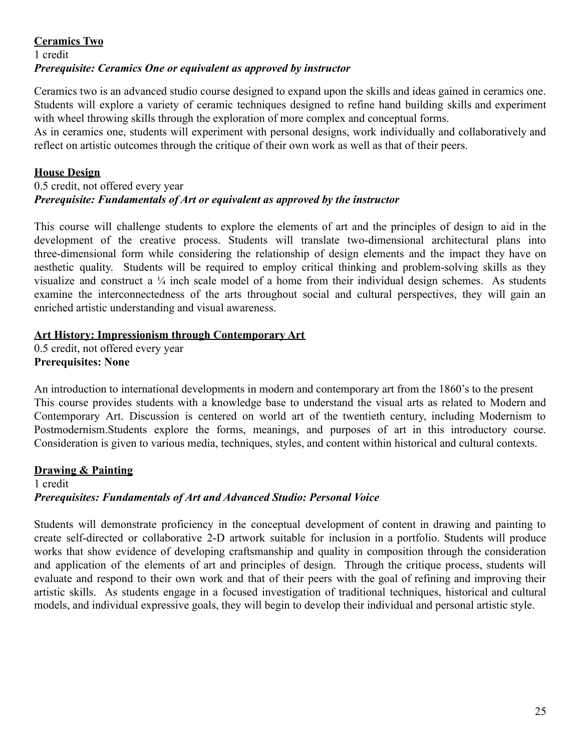**Ceramics Two**

1 credit

***Prerequisite: Ceramics One or equivalent as approved by instructor***

Ceramics two is an advanced studio course designed to expand upon the skills and ideas gained in ceramics one. Students will explore a variety of ceramic techniques designed to refine hand building skills and experiment with wheel throwing skills through the exploration of more complex and conceptual forms.

As in ceramics one, students will experiment with personal designs, work individually and collaboratively and reflect on artistic outcomes through the critique of their own work as well as that of their peers.

**House Design**

0.5 credit, not offered every year

***Prerequisite: Fundamentals of Art or equivalent as approved by the instructor***

This course will challenge students to explore the elements of art and the principles of design to aid in the development of the creative process. Students will translate two-dimensional architectural plans into three-dimensional form while considering the relationship of design elements and the impact they have on aesthetic quality. Students will be required to employ critical thinking and problem-solving skills as they visualize and construct a ¼ inch scale model of a home from their individual design schemes. As students examine the interconnectedness of the arts throughout social and cultural perspectives, they will gain an enriched artistic understanding and visual awareness.

**Art History: Impressionism through Contemporary Art**

0.5 credit, not offered every year

**Prerequisites: None**

An introduction to international developments in modern and contemporary art from the 1860's to the present This course provides students with a knowledge base to understand the visual arts as related to Modern and Contemporary Art. Discussion is centered on world art of the twentieth century, including Modernism to Postmodernism.Students explore the forms, meanings, and purposes of art in this introductory course. Consideration is given to various media, techniques, styles, and content within historical and cultural contexts.

**Drawing & Painting**

1 credit

***Prerequisites: Fundamentals of Art and Advanced Studio: Personal Voice***

Students will demonstrate proficiency in the conceptual development of content in drawing and painting to create self-directed or collaborative 2-D artwork suitable for inclusion in a portfolio. Students will produce works that show evidence of developing craftsmanship and quality in composition through the consideration and application of the elements of art and principles of design. Through the critique process, students will evaluate and respond to their own work and that of their peers with the goal of refining and improving their artistic skills. As students engage in a focused investigation of traditional techniques, historical and cultural models, and individual expressive goals, they will begin to develop their individual and personal artistic style.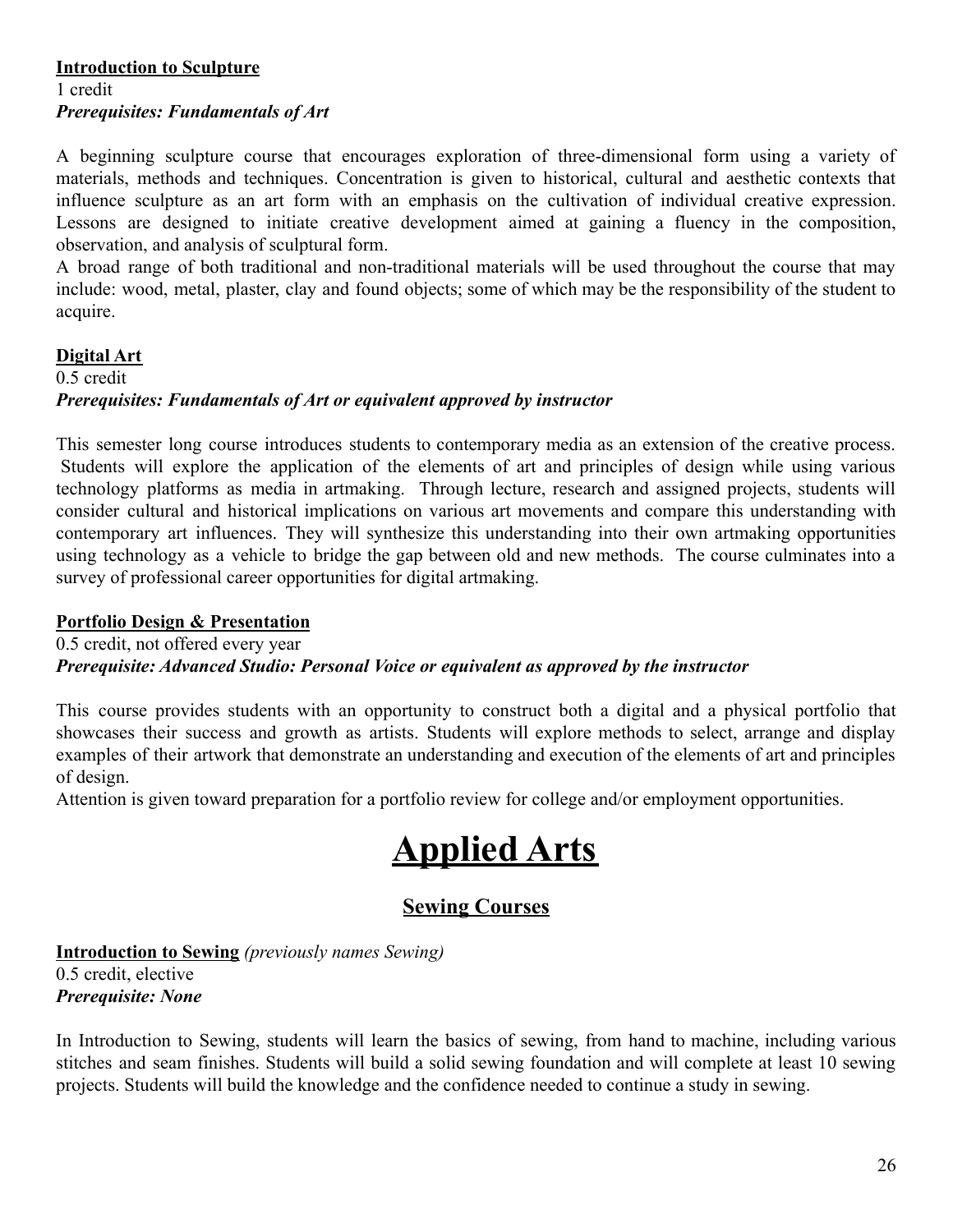**Introduction to Sculpture**
1 credit
***Prerequisites: Fundamentals of Art***

A beginning sculpture course that encourages exploration of three-dimensional form using a variety of materials, methods and techniques. Concentration is given to historical, cultural and aesthetic contexts that influence sculpture as an art form with an emphasis on the cultivation of individual creative expression. Lessons are designed to initiate creative development aimed at gaining a fluency in the composition, observation, and analysis of sculptural form.
A broad range of both traditional and non-traditional materials will be used throughout the course that may include: wood, metal, plaster, clay and found objects; some of which may be the responsibility of the student to acquire.

**Digital Art**
0.5 credit
***Prerequisites: Fundamentals of Art or equivalent approved by instructor***

This semester long course introduces students to contemporary media as an extension of the creative process. Students will explore the application of the elements of art and principles of design while using various technology platforms as media in artmaking. Through lecture, research and assigned projects, students will consider cultural and historical implications on various art movements and compare this understanding with contemporary art influences. They will synthesize this understanding into their own artmaking opportunities using technology as a vehicle to bridge the gap between old and new methods. The course culminates into a survey of professional career opportunities for digital artmaking.

**Portfolio Design & Presentation**
0.5 credit, not offered every year
***Prerequisite: Advanced Studio: Personal Voice or equivalent as approved by the instructor***

This course provides students with an opportunity to construct both a digital and a physical portfolio that showcases their success and growth as artists. Students will explore methods to select, arrange and display examples of their artwork that demonstrate an understanding and execution of the elements of art and principles of design.
Attention is given toward preparation for a portfolio review for college and/or employment opportunities.

# Applied Arts

## Sewing Courses

**Introduction to Sewing** *(previously names Sewing)*
0.5 credit, elective
***Prerequisite: None***

In Introduction to Sewing, students will learn the basics of sewing, from hand to machine, including various stitches and seam finishes. Students will build a solid sewing foundation and will complete at least 10 sewing projects. Students will build the knowledge and the confidence needed to continue a study in sewing.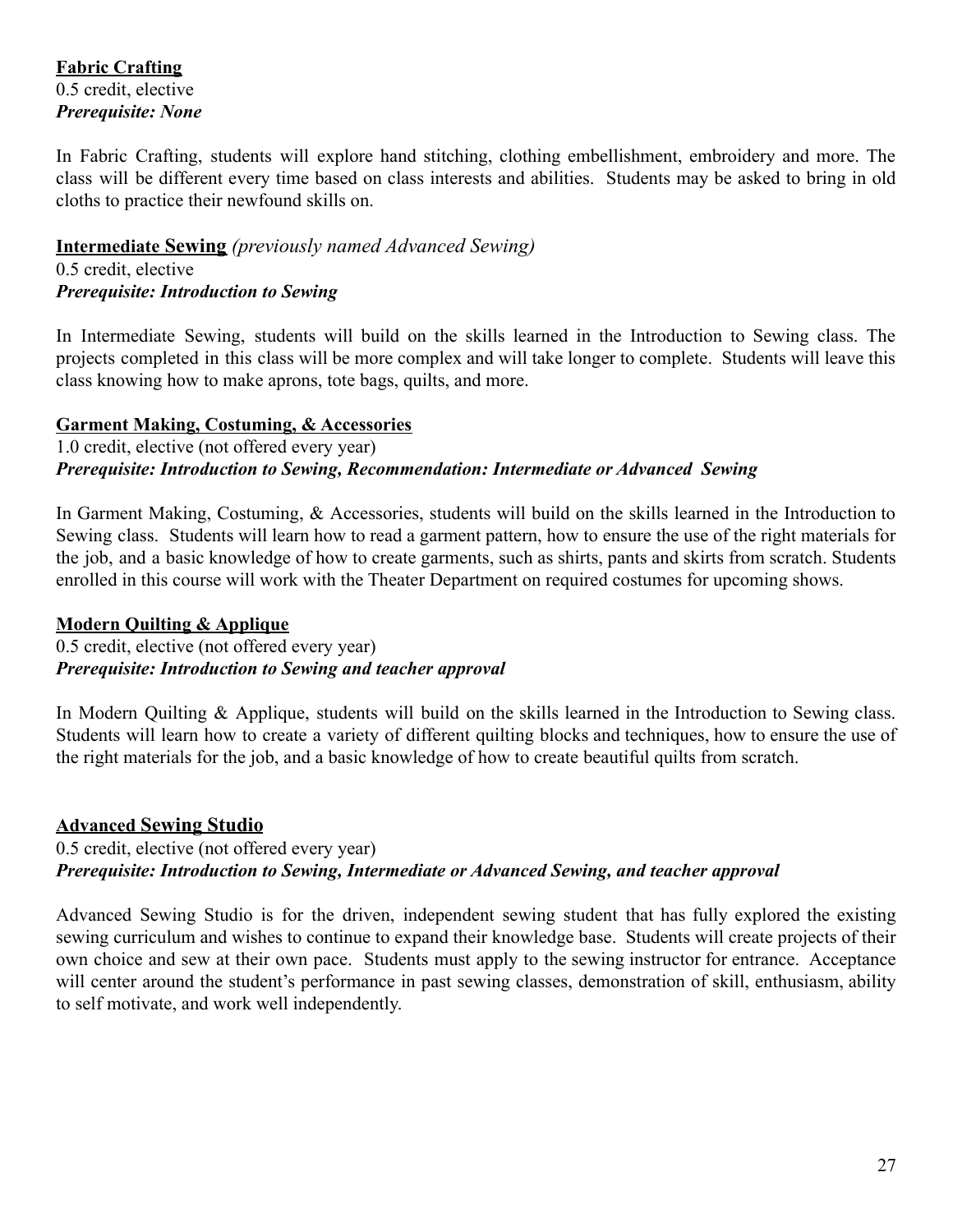**Fabric Crafting**
0.5 credit, elective
***Prerequisite: None***

In Fabric Crafting, students will explore hand stitching, clothing embellishment, embroidery and more. The class will be different every time based on class interests and abilities. Students may be asked to bring in old cloths to practice their newfound skills on.

**Intermediate Sewing** *(previously named Advanced Sewing)*
0.5 credit, elective
***Prerequisite: Introduction to Sewing***

In Intermediate Sewing, students will build on the skills learned in the Introduction to Sewing class. The projects completed in this class will be more complex and will take longer to complete. Students will leave this class knowing how to make aprons, tote bags, quilts, and more.

**Garment Making, Costuming, & Accessories**
1.0 credit, elective (not offered every year)
***Prerequisite: Introduction to Sewing, Recommendation: Intermediate or Advanced Sewing***

In Garment Making, Costuming, & Accessories, students will build on the skills learned in the Introduction to Sewing class. Students will learn how to read a garment pattern, how to ensure the use of the right materials for the job, and a basic knowledge of how to create garments, such as shirts, pants and skirts from scratch. Students enrolled in this course will work with the Theater Department on required costumes for upcoming shows.

**Modern Quilting & Applique**
0.5 credit, elective (not offered every year)
***Prerequisite: Introduction to Sewing and teacher approval***

In Modern Quilting & Applique, students will build on the skills learned in the Introduction to Sewing class. Students will learn how to create a variety of different quilting blocks and techniques, how to ensure the use of the right materials for the job, and a basic knowledge of how to create beautiful quilts from scratch.

**Advanced Sewing Studio**
0.5 credit, elective (not offered every year)
***Prerequisite: Introduction to Sewing, Intermediate or Advanced Sewing, and teacher approval***

Advanced Sewing Studio is for the driven, independent sewing student that has fully explored the existing sewing curriculum and wishes to continue to expand their knowledge base. Students will create projects of their own choice and sew at their own pace. Students must apply to the sewing instructor for entrance. Acceptance will center around the student's performance in past sewing classes, demonstration of skill, enthusiasm, ability to self motivate, and work well independently.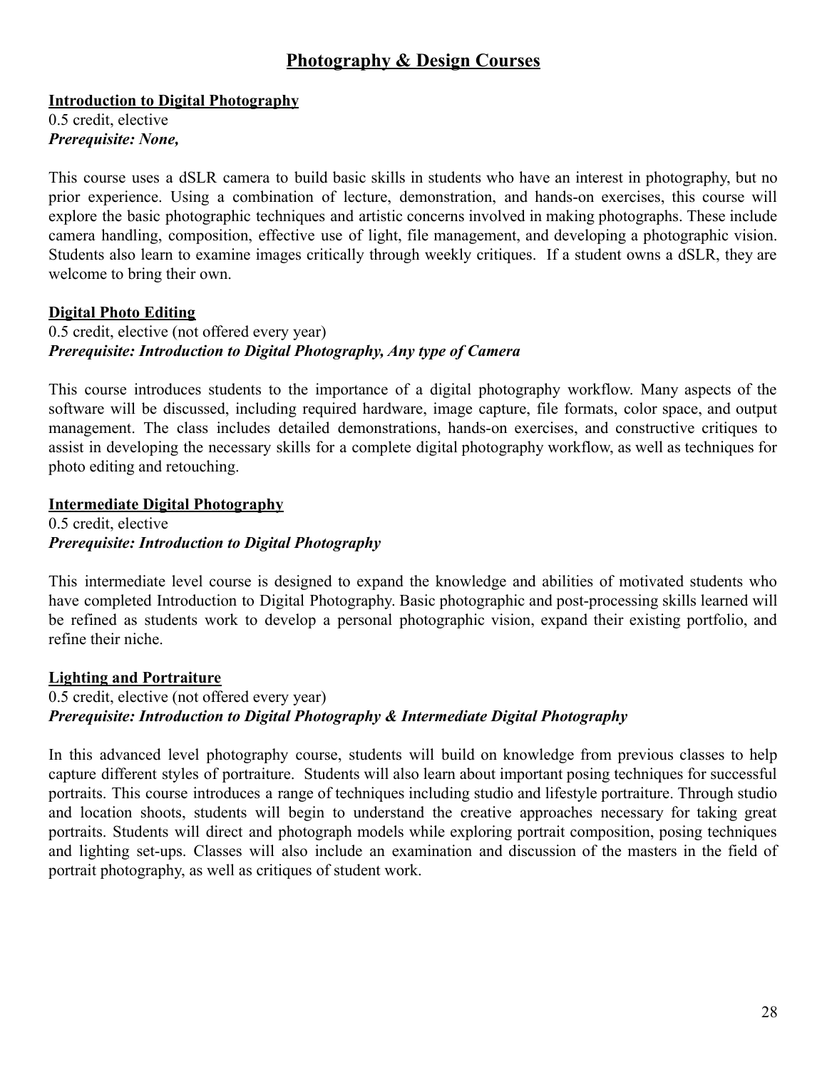# Photography & Design Courses

### Introduction to Digital Photography

0.5 credit, elective
***Prerequisite: None,***

This course uses a dSLR camera to build basic skills in students who have an interest in photography, but no prior experience. Using a combination of lecture, demonstration, and hands-on exercises, this course will explore the basic photographic techniques and artistic concerns involved in making photographs. These include camera handling, composition, effective use of light, file management, and developing a photographic vision. Students also learn to examine images critically through weekly critiques. If a student owns a dSLR, they are welcome to bring their own.

### Digital Photo Editing

0.5 credit, elective (not offered every year)
***Prerequisite: Introduction to Digital Photography, Any type of Camera***

This course introduces students to the importance of a digital photography workflow. Many aspects of the software will be discussed, including required hardware, image capture, file formats, color space, and output management. The class includes detailed demonstrations, hands-on exercises, and constructive critiques to assist in developing the necessary skills for a complete digital photography workflow, as well as techniques for photo editing and retouching.

### Intermediate Digital Photography

0.5 credit, elective
***Prerequisite: Introduction to Digital Photography***

This intermediate level course is designed to expand the knowledge and abilities of motivated students who have completed Introduction to Digital Photography. Basic photographic and post-processing skills learned will be refined as students work to develop a personal photographic vision, expand their existing portfolio, and refine their niche.

### Lighting and Portraiture

0.5 credit, elective (not offered every year)
***Prerequisite: Introduction to Digital Photography & Intermediate Digital Photography***

In this advanced level photography course, students will build on knowledge from previous classes to help capture different styles of portraiture. Students will also learn about important posing techniques for successful portraits. This course introduces a range of techniques including studio and lifestyle portraiture. Through studio and location shoots, students will begin to understand the creative approaches necessary for taking great portraits. Students will direct and photograph models while exploring portrait composition, posing techniques and lighting set-ups. Classes will also include an examination and discussion of the masters in the field of portrait photography, as well as critiques of student work.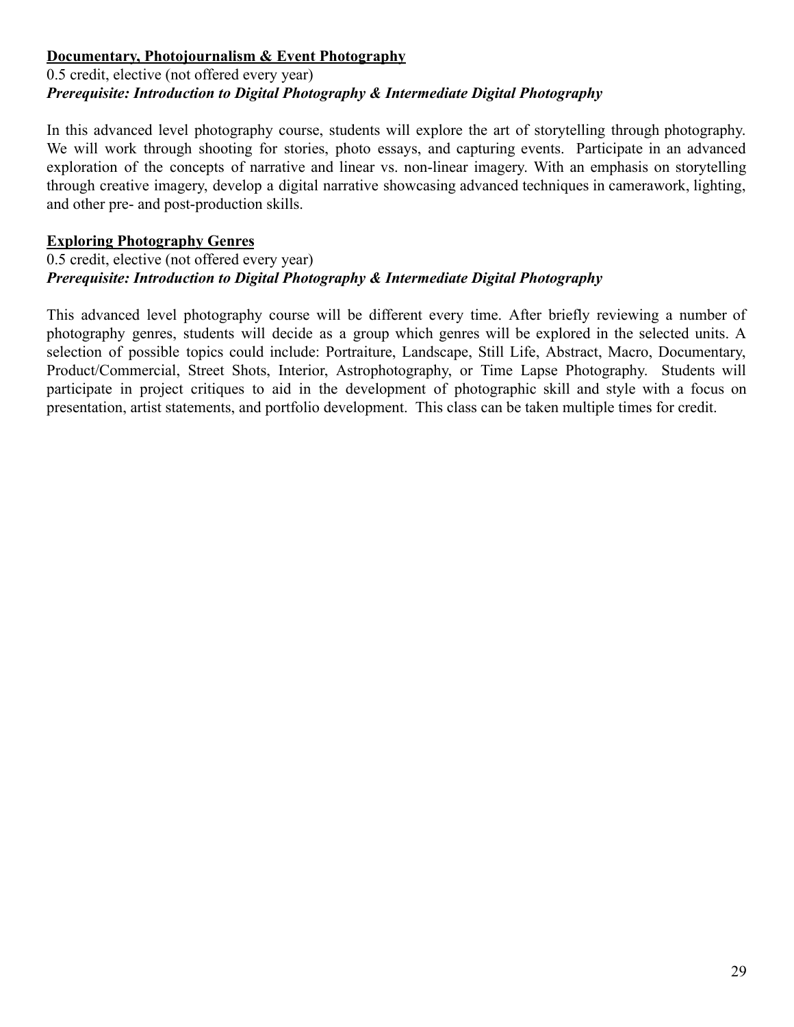**Documentary, Photojournalism & Event Photography**

0.5 credit, elective (not offered every year)

***Prerequisite: Introduction to Digital Photography & Intermediate Digital Photography***

In this advanced level photography course, students will explore the art of storytelling through photography. We will work through shooting for stories, photo essays, and capturing events. Participate in an advanced exploration of the concepts of narrative and linear vs. non-linear imagery. With an emphasis on storytelling through creative imagery, develop a digital narrative showcasing advanced techniques in camerawork, lighting, and other pre- and post-production skills.

**Exploring Photography Genres**

0.5 credit, elective (not offered every year)

***Prerequisite: Introduction to Digital Photography & Intermediate Digital Photography***

This advanced level photography course will be different every time. After briefly reviewing a number of photography genres, students will decide as a group which genres will be explored in the selected units. A selection of possible topics could include: Portraiture, Landscape, Still Life, Abstract, Macro, Documentary, Product/Commercial, Street Shots, Interior, Astrophotography, or Time Lapse Photography. Students will participate in project critiques to aid in the development of photographic skill and style with a focus on presentation, artist statements, and portfolio development. This class can be taken multiple times for credit.